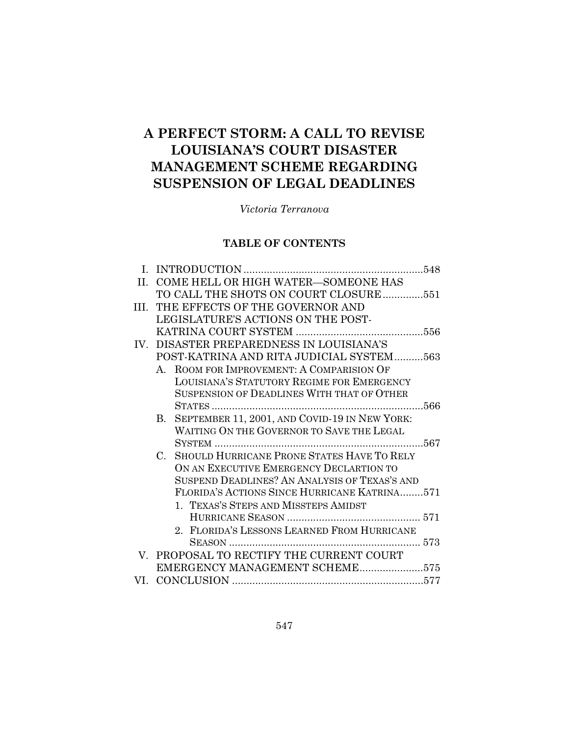# A PERFECT STORM: A CALL TO REVISE LOUISIANA'S COURT DISASTER MANAGEMENT SCHEME REGARDING SUSPENSION OF LEGAL DEADLINES

*Victoria Terranova*

## TABLE OF CONTENTS

I. INTRODUCTION .............................................................548

II. COME HELL OR HIGH WATER—SOMEONE HAS TO CALL THE SHOTS ON COURT CLOSURE ..............551

III. THE EFFECTS OF THE GOVERNOR AND LEGISLATURE'S ACTIONS ON THE POST-KATRINA COURT SYSTEM ............................................556

IV. DISASTER PREPAREDNESS IN LOUISIANA'S POST-KATRINA AND RITA JUDICIAL SYSTEM..........563

- A. ROOM FOR IMPROVEMENT: A COMPARISION OF LOUISIANA'S STATUTORY REGIME FOR EMERGENCY SUSPENSION OF DEADLINES WITH THAT OF OTHER STATES .........................................................................566
- B. SEPTEMBER 11, 2001, AND COVID-19 IN NEW YORK: WAITING ON THE GOVERNOR TO SAVE THE LEGAL SYSTEM ........................................................................567
- C. SHOULD HURRICANE PRONE STATES HAVE TO RELY ON AN EXECUTIVE EMERGENCY DECLARTION TO SUSPEND DEADLINES? AN ANALYSIS OF TEXAS'S AND FLORIDA'S ACTIONS SINCE HURRICANE KATRINA........571
  - 1. TEXAS'S STEPS AND MISSTEPS AMIDST HURRICANE SEASON .............................................. 571
  - 2. FLORIDA'S LESSONS LEARNED FROM HURRICANE SEASON .................................................................. 573

V. PROPOSAL TO RECTIFY THE CURRENT COURT EMERGENCY MANAGEMENT SCHEME......................575

VI. CONCLUSION ..................................................................577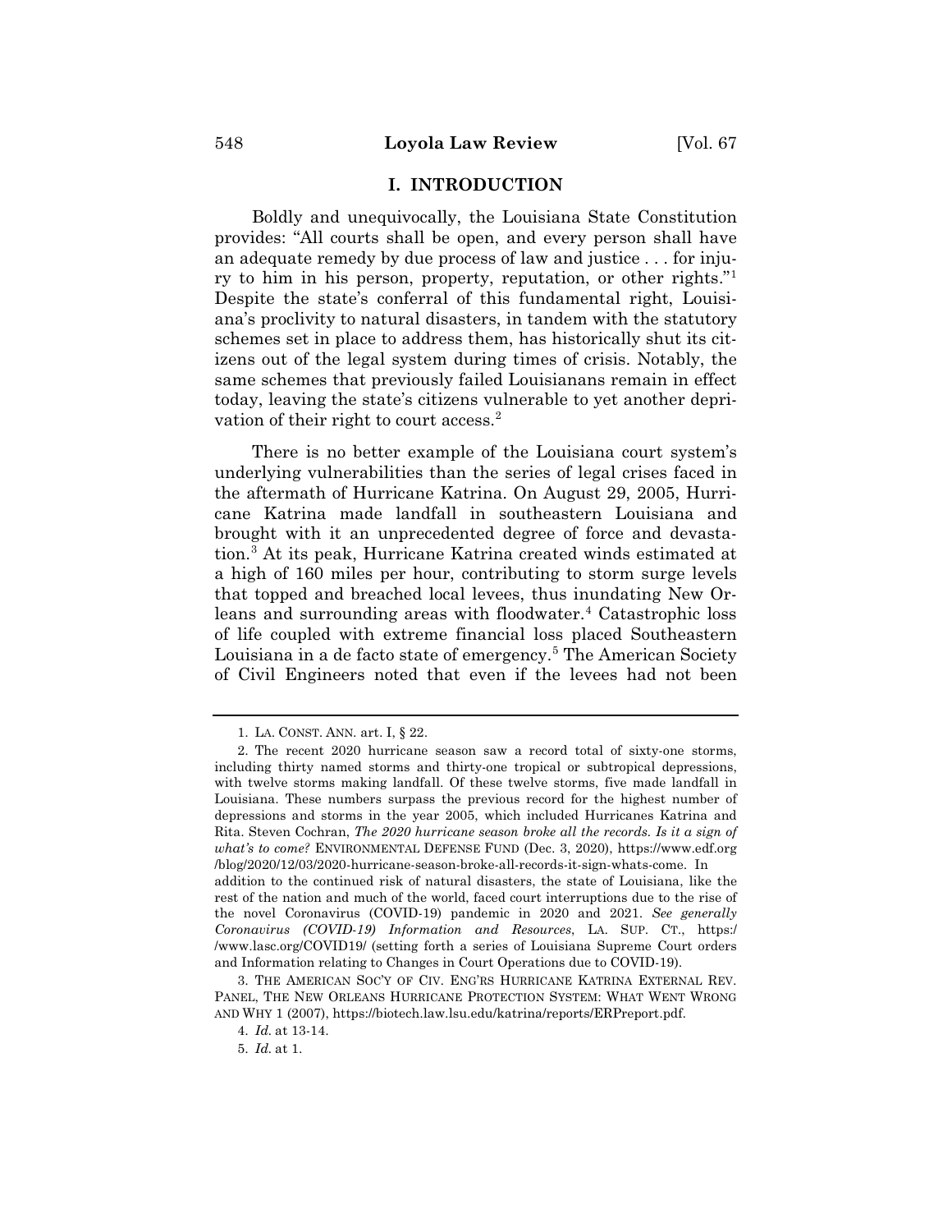## I. INTRODUCTION

Boldly and unequivocally, the Louisiana State Constitution provides: "All courts shall be open, and every person shall have an adequate remedy by due process of law and justice . . . for injury to him in his person, property, reputation, or other rights."[1] Despite the state's conferral of this fundamental right, Louisiana's proclivity to natural disasters, in tandem with the statutory schemes set in place to address them, has historically shut its citizens out of the legal system during times of crisis. Notably, the same schemes that previously failed Louisianans remain in effect today, leaving the state's citizens vulnerable to yet another deprivation of their right to court access.[2]

There is no better example of the Louisiana court system's underlying vulnerabilities than the series of legal crises faced in the aftermath of Hurricane Katrina. On August 29, 2005, Hurricane Katrina made landfall in southeastern Louisiana and brought with it an unprecedented degree of force and devastation.[3] At its peak, Hurricane Katrina created winds estimated at a high of 160 miles per hour, contributing to storm surge levels that topped and breached local levees, thus inundating New Orleans and surrounding areas with floodwater.[4] Catastrophic loss of life coupled with extreme financial loss placed Southeastern Louisiana in a de facto state of emergency.[5] The American Society of Civil Engineers noted that even if the levees had not been

---

1. LA. CONST. ANN. art. I, § 22.

2. The recent 2020 hurricane season saw a record total of sixty-one storms, including thirty named storms and thirty-one tropical or subtropical depressions, with twelve storms making landfall. Of these twelve storms, five made landfall in Louisiana. These numbers surpass the previous record for the highest number of depressions and storms in the year 2005, which included Hurricanes Katrina and Rita. Steven Cochran, *The 2020 hurricane season broke all the records. Is it a sign of what's to come?* ENVIRONMENTAL DEFENSE FUND (Dec. 3, 2020), https://www.edf.org/blog/2020/12/03/2020-hurricane-season-broke-all-records-it-sign-whats-come. In addition to the continued risk of natural disasters, the state of Louisiana, like the rest of the nation and much of the world, faced court interruptions due to the rise of the novel Coronavirus (COVID-19) pandemic in 2020 and 2021. *See generally Coronavirus (COVID-19) Information and Resources*, LA. SUP. CT., https://www.lasc.org/COVID19/ (setting forth a series of Louisiana Supreme Court orders and Information relating to Changes in Court Operations due to COVID-19).

3. THE AMERICAN SOC'Y OF CIV. ENG'RS HURRICANE KATRINA EXTERNAL REV. PANEL, THE NEW ORLEANS HURRICANE PROTECTION SYSTEM: WHAT WENT WRONG AND WHY 1 (2007), https://biotech.law.lsu.edu/katrina/reports/ERPreport.pdf.

4. *Id.* at 13-14.

5. *Id.* at 1.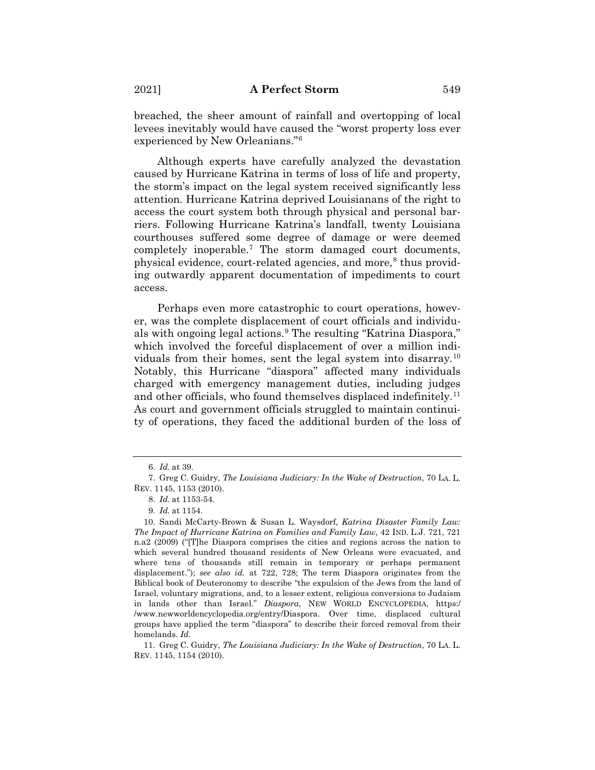breached, the sheer amount of rainfall and overtopping of local levees inevitably would have caused the "worst property loss ever experienced by New Orleanians."[6]

Although experts have carefully analyzed the devastation caused by Hurricane Katrina in terms of loss of life and property, the storm's impact on the legal system received significantly less attention. Hurricane Katrina deprived Louisianans of the right to access the court system both through physical and personal barriers. Following Hurricane Katrina's landfall, twenty Louisiana courthouses suffered some degree of damage or were deemed completely inoperable.[7] The storm damaged court documents, physical evidence, court-related agencies, and more,[8] thus providing outwardly apparent documentation of impediments to court access.

Perhaps even more catastrophic to court operations, however, was the complete displacement of court officials and individuals with ongoing legal actions.[9] The resulting "Katrina Diaspora," which involved the forceful displacement of over a million individuals from their homes, sent the legal system into disarray.[10] Notably, this Hurricane "diaspora" affected many individuals charged with emergency management duties, including judges and other officials, who found themselves displaced indefinitely.[11] As court and government officials struggled to maintain continuity of operations, they faced the additional burden of the loss of

---

6. *Id.* at 39.

7. Greg C. Guidry, *The Louisiana Judiciary: In the Wake of Destruction*, 70 LA. L. REV. 1145, 1153 (2010).

8. *Id.* at 1153-54.

9. *Id.* at 1154.

10. Sandi McCarty-Brown & Susan L. Waysdorf, *Katrina Disaster Family Law: The Impact of Hurricane Katrina on Families and Family Law*, 42 IND. L.J. 721, 721 n.a2 (2009) ("[T]he Diaspora comprises the cities and regions across the nation to which several hundred thousand residents of New Orleans were evacuated, and where tens of thousands still remain in temporary or perhaps permanent displacement."); *see also id.* at 722, 728; The term Diaspora originates from the Biblical book of Deuteronomy to describe "the expulsion of the Jews from the land of Israel, voluntary migrations, and, to a lesser extent, religious conversions to Judaism in lands other than Israel." *Diaspora*, NEW WORLD ENCYCLOPEDIA, https://www.newworldencyclopedia.org/entry/Diaspora. Over time, displaced cultural groups have applied the term "diaspora" to describe their forced removal from their homelands. *Id.*

11. Greg C. Guidry, *The Louisiana Judiciary: In the Wake of Destruction*, 70 LA. L. REV. 1145, 1154 (2010).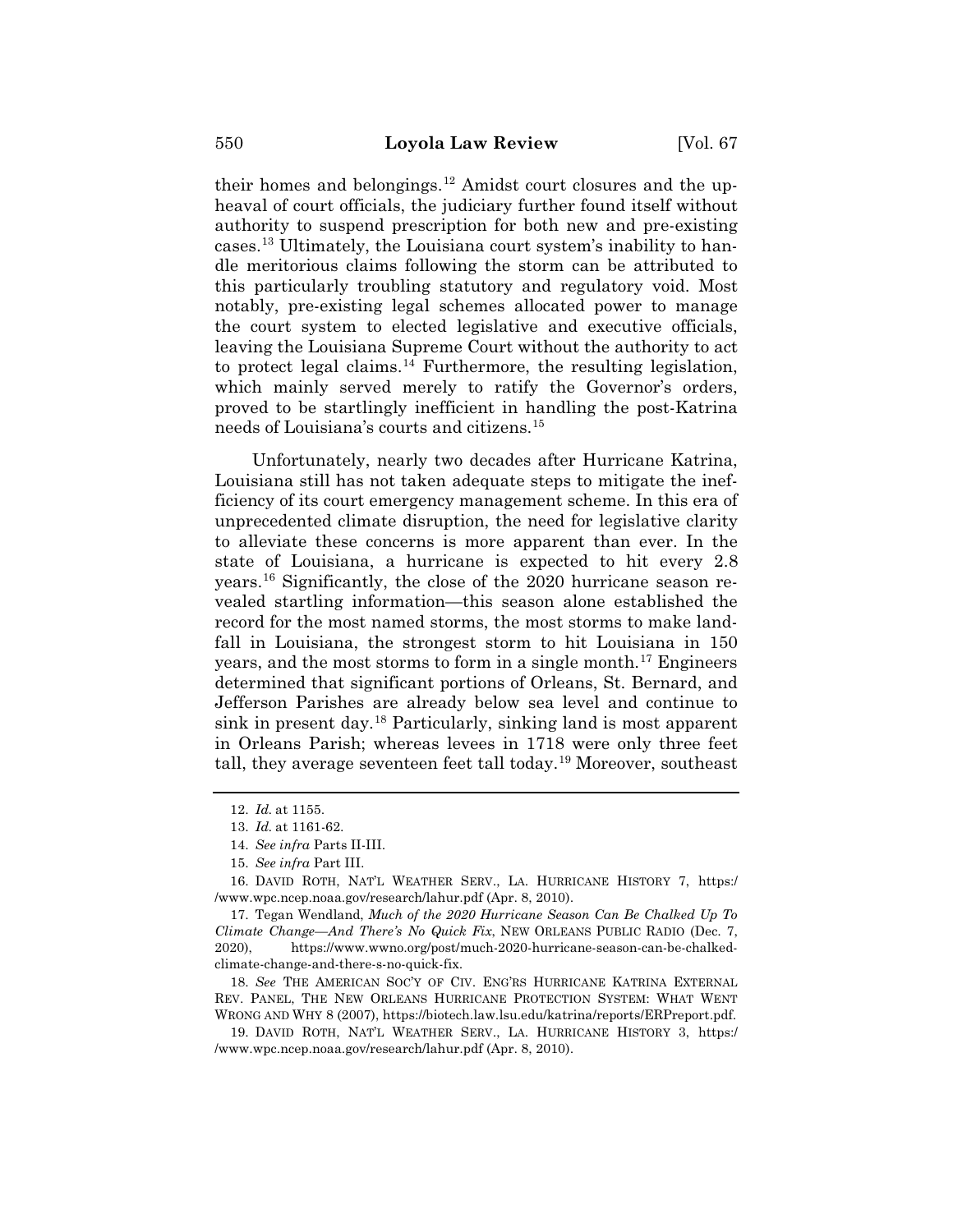their homes and belongings.[12] Amidst court closures and the upheaval of court officials, the judiciary further found itself without authority to suspend prescription for both new and pre-existing cases.[13] Ultimately, the Louisiana court system's inability to handle meritorious claims following the storm can be attributed to this particularly troubling statutory and regulatory void. Most notably, pre-existing legal schemes allocated power to manage the court system to elected legislative and executive officials, leaving the Louisiana Supreme Court without the authority to act to protect legal claims.[14] Furthermore, the resulting legislation, which mainly served merely to ratify the Governor's orders, proved to be startlingly inefficient in handling the post-Katrina needs of Louisiana's courts and citizens.[15]

Unfortunately, nearly two decades after Hurricane Katrina, Louisiana still has not taken adequate steps to mitigate the inefficiency of its court emergency management scheme. In this era of unprecedented climate disruption, the need for legislative clarity to alleviate these concerns is more apparent than ever. In the state of Louisiana, a hurricane is expected to hit every 2.8 years.[16] Significantly, the close of the 2020 hurricane season revealed startling information—this season alone established the record for the most named storms, the most storms to make landfall in Louisiana, the strongest storm to hit Louisiana in 150 years, and the most storms to form in a single month.[17] Engineers determined that significant portions of Orleans, St. Bernard, and Jefferson Parishes are already below sea level and continue to sink in present day.[18] Particularly, sinking land is most apparent in Orleans Parish; whereas levees in 1718 were only three feet tall, they average seventeen feet tall today.[19] Moreover, southeast

---

12. *Id.* at 1155.

13. *Id.* at 1161-62.

14. *See infra* Parts II-III.

15. *See infra* Part III.

16. DAVID ROTH, NAT'L WEATHER SERV., LA. HURRICANE HISTORY 7, https://www.wpc.ncep.noaa.gov/research/lahur.pdf (Apr. 8, 2010).

17. Tegan Wendland, *Much of the 2020 Hurricane Season Can Be Chalked Up To Climate Change—And There's No Quick Fix*, NEW ORLEANS PUBLIC RADIO (Dec. 7, 2020), https://www.wwno.org/post/much-2020-hurricane-season-can-be-chalked-climate-change-and-there-s-no-quick-fix.

18. *See* THE AMERICAN SOC'Y OF CIV. ENG'RS HURRICANE KATRINA EXTERNAL REV. PANEL, THE NEW ORLEANS HURRICANE PROTECTION SYSTEM: WHAT WENT WRONG AND WHY 8 (2007), https://biotech.law.lsu.edu/katrina/reports/ERPreport.pdf.

19. DAVID ROTH, NAT'L WEATHER SERV., LA. HURRICANE HISTORY 3, https://www.wpc.ncep.noaa.gov/research/lahur.pdf (Apr. 8, 2010).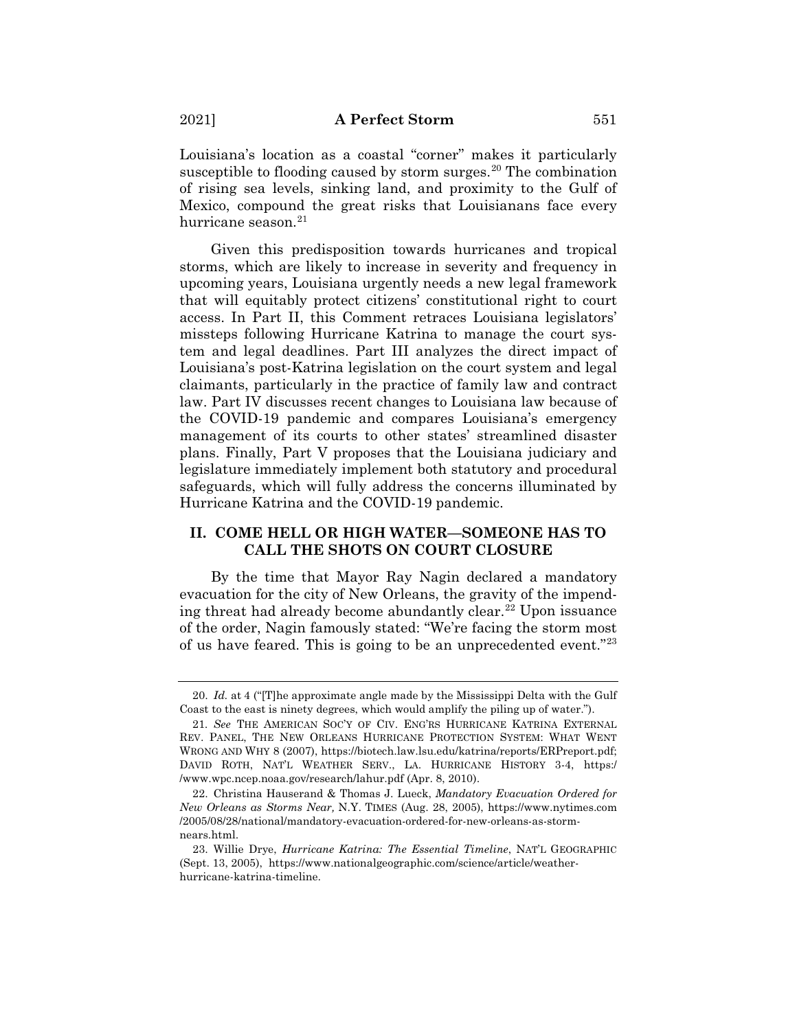Louisiana's location as a coastal "corner" makes it particularly susceptible to flooding caused by storm surges.[20] The combination of rising sea levels, sinking land, and proximity to the Gulf of Mexico, compound the great risks that Louisianans face every hurricane season.[21]

Given this predisposition towards hurricanes and tropical storms, which are likely to increase in severity and frequency in upcoming years, Louisiana urgently needs a new legal framework that will equitably protect citizens' constitutional right to court access. In Part II, this Comment retraces Louisiana legislators' missteps following Hurricane Katrina to manage the court system and legal deadlines. Part III analyzes the direct impact of Louisiana's post-Katrina legislation on the court system and legal claimants, particularly in the practice of family law and contract law. Part IV discusses recent changes to Louisiana law because of the COVID-19 pandemic and compares Louisiana's emergency management of its courts to other states' streamlined disaster plans. Finally, Part V proposes that the Louisiana judiciary and legislature immediately implement both statutory and procedural safeguards, which will fully address the concerns illuminated by Hurricane Katrina and the COVID-19 pandemic.

## II. COME HELL OR HIGH WATER—SOMEONE HAS TO CALL THE SHOTS ON COURT CLOSURE

By the time that Mayor Ray Nagin declared a mandatory evacuation for the city of New Orleans, the gravity of the impending threat had already become abundantly clear.[22] Upon issuance of the order, Nagin famously stated: "We're facing the storm most of us have feared. This is going to be an unprecedented event."[23]

---

20. *Id.* at 4 ("[T]he approximate angle made by the Mississippi Delta with the Gulf Coast to the east is ninety degrees, which would amplify the piling up of water.").

21. *See* THE AMERICAN SOC'Y OF CIV. ENG'RS HURRICANE KATRINA EXTERNAL REV. PANEL, THE NEW ORLEANS HURRICANE PROTECTION SYSTEM: WHAT WENT WRONG AND WHY 8 (2007), https://biotech.law.lsu.edu/katrina/reports/ERPreport.pdf; DAVID ROTH, NAT'L WEATHER SERV., LA. HURRICANE HISTORY 3-4, https://www.wpc.ncep.noaa.gov/research/lahur.pdf (Apr. 8, 2010).

22. Christina Hauserand & Thomas J. Lueck, *Mandatory Evacuation Ordered for New Orleans as Storms Near,* N.Y. TIMES (Aug. 28, 2005), https://www.nytimes.com/2005/08/28/national/mandatory-evacuation-ordered-for-new-orleans-as-storm-nears.html.

23. Willie Drye, *Hurricane Katrina: The Essential Timeline*, NAT'L GEOGRAPHIC (Sept. 13, 2005), https://www.nationalgeographic.com/science/article/weather-hurricane-katrina-timeline.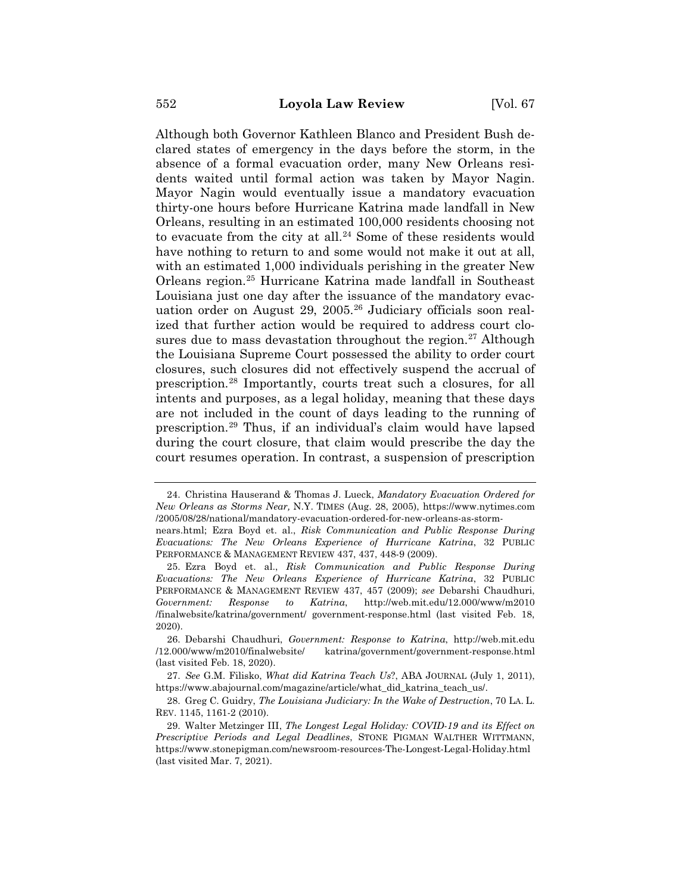Although both Governor Kathleen Blanco and President Bush declared states of emergency in the days before the storm, in the absence of a formal evacuation order, many New Orleans residents waited until formal action was taken by Mayor Nagin. Mayor Nagin would eventually issue a mandatory evacuation thirty-one hours before Hurricane Katrina made landfall in New Orleans, resulting in an estimated 100,000 residents choosing not to evacuate from the city at all.[24] Some of these residents would have nothing to return to and some would not make it out at all, with an estimated 1,000 individuals perishing in the greater New Orleans region.[25] Hurricane Katrina made landfall in Southeast Louisiana just one day after the issuance of the mandatory evacuation order on August 29, 2005.[26] Judiciary officials soon realized that further action would be required to address court closures due to mass devastation throughout the region.[27] Although the Louisiana Supreme Court possessed the ability to order court closures, such closures did not effectively suspend the accrual of prescription.[28] Importantly, courts treat such a closures, for all intents and purposes, as a legal holiday, meaning that these days are not included in the count of days leading to the running of prescription.[29] Thus, if an individual's claim would have lapsed during the court closure, that claim would prescribe the day the court resumes operation. In contrast, a suspension of prescription

---

24. Christina Hauserand & Thomas J. Lueck, *Mandatory Evacuation Ordered for New Orleans as Storms Near,* N.Y. TIMES (Aug. 28, 2005), https://www.nytimes.com/2005/08/28/national/mandatory-evacuation-ordered-for-new-orleans-as-storm-nears.html; Ezra Boyd et. al., *Risk Communication and Public Response During Evacuations: The New Orleans Experience of Hurricane Katrina*, 32 PUBLIC PERFORMANCE & MANAGEMENT REVIEW 437, 437, 448-9 (2009).

25. Ezra Boyd et. al., *Risk Communication and Public Response During Evacuations: The New Orleans Experience of Hurricane Katrina*, 32 PUBLIC PERFORMANCE & MANAGEMENT REVIEW 437, 457 (2009); *see* Debarshi Chaudhuri, *Government: Response to Katrina*, http://web.mit.edu/12.000/www/m2010/finalwebsite/katrina/government/ government-response.html (last visited Feb. 18, 2020).

26. Debarshi Chaudhuri, *Government: Response to Katrina*, http://web.mit.edu/12.000/www/m2010/finalwebsite/ katrina/government/government-response.html (last visited Feb. 18, 2020).

27. *See* G.M. Filisko, *What did Katrina Teach Us*?, ABA JOURNAL (July 1, 2011), https://www.abajournal.com/magazine/article/what_did_katrina_teach_us/.

28. Greg C. Guidry, *The Louisiana Judiciary: In the Wake of Destruction*, 70 LA. L. REV. 1145, 1161-2 (2010).

29. Walter Metzinger III, *The Longest Legal Holiday: COVID-19 and its Effect on Prescriptive Periods and Legal Deadlines*, STONE PIGMAN WALTHER WITTMANN, https://www.stonepigman.com/newsroom-resources-The-Longest-Legal-Holiday.html (last visited Mar. 7, 2021).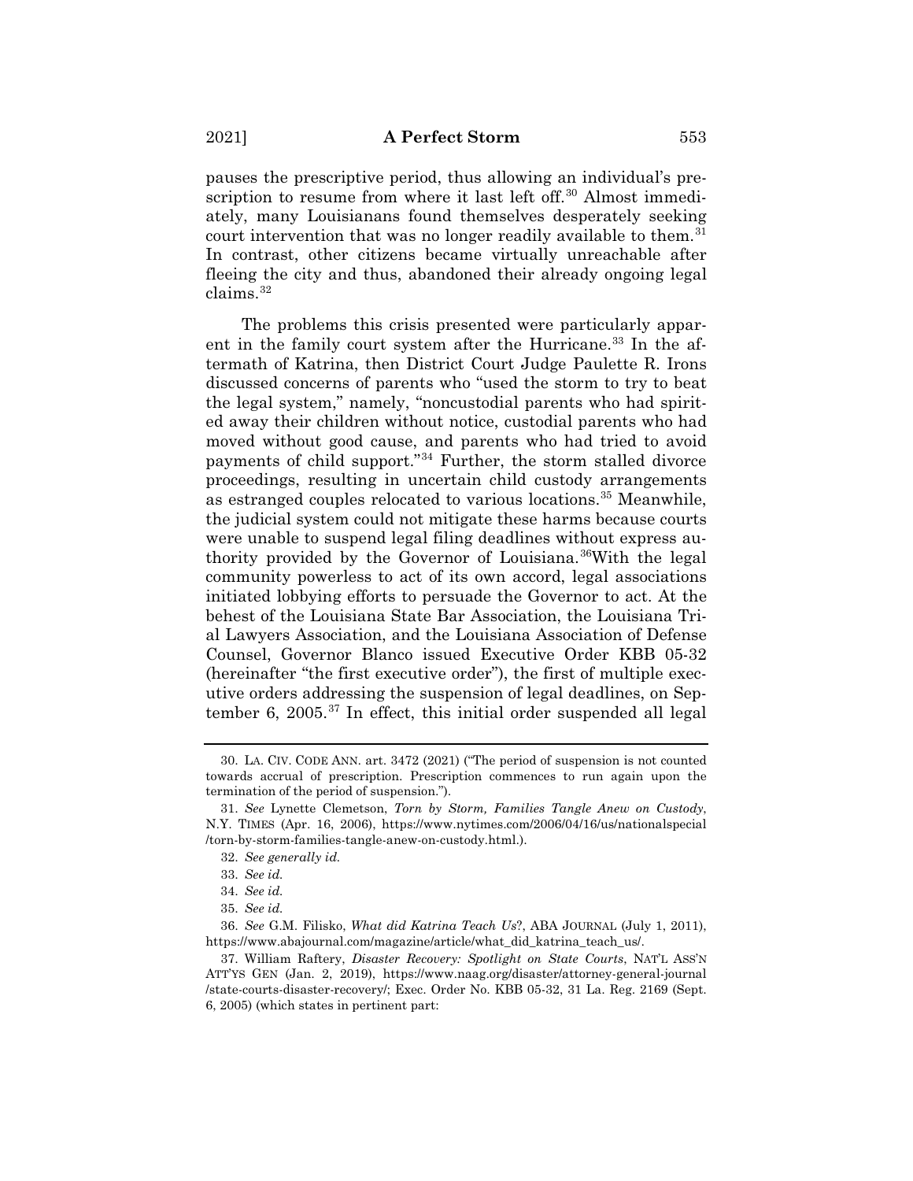pauses the prescriptive period, thus allowing an individual's prescription to resume from where it last left off.[30] Almost immediately, many Louisianans found themselves desperately seeking court intervention that was no longer readily available to them.[31] In contrast, other citizens became virtually unreachable after fleeing the city and thus, abandoned their already ongoing legal claims.[32]

The problems this crisis presented were particularly apparent in the family court system after the Hurricane.[33] In the aftermath of Katrina, then District Court Judge Paulette R. Irons discussed concerns of parents who "used the storm to try to beat the legal system," namely, "noncustodial parents who had spirited away their children without notice, custodial parents who had moved without good cause, and parents who had tried to avoid payments of child support."[34] Further, the storm stalled divorce proceedings, resulting in uncertain child custody arrangements as estranged couples relocated to various locations.[35] Meanwhile, the judicial system could not mitigate these harms because courts were unable to suspend legal filing deadlines without express authority provided by the Governor of Louisiana.[36]With the legal community powerless to act of its own accord, legal associations initiated lobbying efforts to persuade the Governor to act. At the behest of the Louisiana State Bar Association, the Louisiana Trial Lawyers Association, and the Louisiana Association of Defense Counsel, Governor Blanco issued Executive Order KBB 05-32 (hereinafter "the first executive order"), the first of multiple executive orders addressing the suspension of legal deadlines, on September 6, 2005.[37] In effect, this initial order suspended all legal

---

30. LA. CIV. CODE ANN. art. 3472 (2021) ("The period of suspension is not counted towards accrual of prescription. Prescription commences to run again upon the termination of the period of suspension.").

31. *See* Lynette Clemetson, *Torn by Storm, Families Tangle Anew on Custody*, N.Y. TIMES (Apr. 16, 2006), https://www.nytimes.com/2006/04/16/us/nationalspecial/torn-by-storm-families-tangle-anew-on-custody.html.).

32. *See generally id.*

33. *See id.*

34. *See id.*

35. *See id.*

36. *See* G.M. Filisko, *What did Katrina Teach Us*?, ABA JOURNAL (July 1, 2011), https://www.abajournal.com/magazine/article/what_did_katrina_teach_us/.

37. William Raftery, *Disaster Recovery: Spotlight on State Courts*, NAT'L ASS'N ATT'YS GEN (Jan. 2, 2019), https://www.naag.org/disaster/attorney-general-journal/state-courts-disaster-recovery/; Exec. Order No. KBB 05-32, 31 La. Reg. 2169 (Sept. 6, 2005) (which states in pertinent part: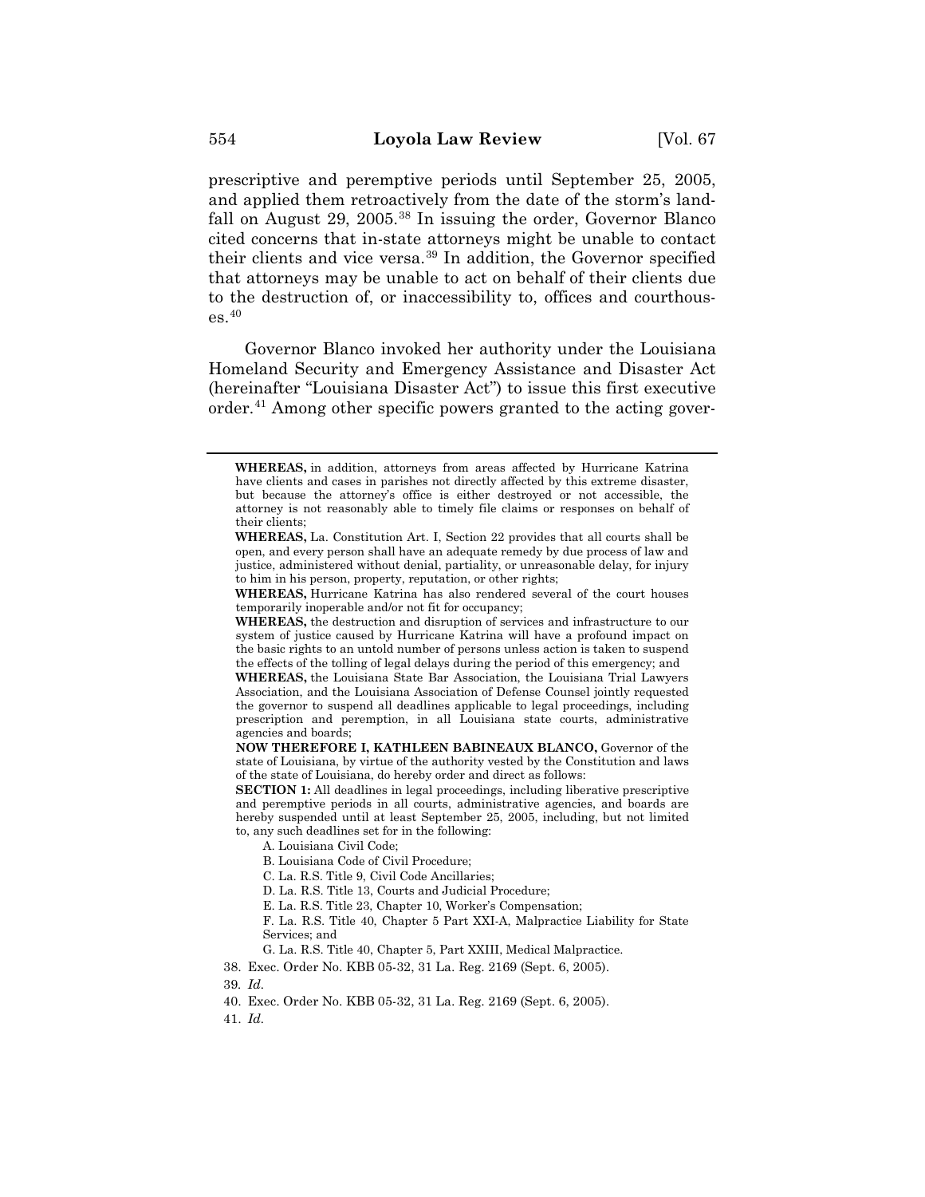prescriptive and peremptive periods until September 25, 2005, and applied them retroactively from the date of the storm's landfall on August 29, 2005.[38] In issuing the order, Governor Blanco cited concerns that in-state attorneys might be unable to contact their clients and vice versa.[39] In addition, the Governor specified that attorneys may be unable to act on behalf of their clients due to the destruction of, or inaccessibility to, offices and courthouses.[40]

Governor Blanco invoked her authority under the Louisiana Homeland Security and Emergency Assistance and Disaster Act (hereinafter "Louisiana Disaster Act") to issue this first executive order.[41] Among other specific powers granted to the acting gover-

---

**WHEREAS,** in addition, attorneys from areas affected by Hurricane Katrina have clients and cases in parishes not directly affected by this extreme disaster, but because the attorney's office is either destroyed or not accessible, the attorney is not reasonably able to timely file claims or responses on behalf of their clients;

**WHEREAS,** La. Constitution Art. I, Section 22 provides that all courts shall be open, and every person shall have an adequate remedy by due process of law and justice, administered without denial, partiality, or unreasonable delay, for injury to him in his person, property, reputation, or other rights;

**WHEREAS,** Hurricane Katrina has also rendered several of the court houses temporarily inoperable and/or not fit for occupancy;

**WHEREAS,** the destruction and disruption of services and infrastructure to our system of justice caused by Hurricane Katrina will have a profound impact on the basic rights to an untold number of persons unless action is taken to suspend the effects of the tolling of legal delays during the period of this emergency; and

**WHEREAS,** the Louisiana State Bar Association, the Louisiana Trial Lawyers Association, and the Louisiana Association of Defense Counsel jointly requested the governor to suspend all deadlines applicable to legal proceedings, including prescription and peremption, in all Louisiana state courts, administrative agencies and boards;

**NOW THEREFORE I, KATHLEEN BABINEAUX BLANCO,** Governor of the state of Louisiana, by virtue of the authority vested by the Constitution and laws of the state of Louisiana, do hereby order and direct as follows:

**SECTION 1:** All deadlines in legal proceedings, including liberative prescriptive and peremptive periods in all courts, administrative agencies, and boards are hereby suspended until at least September 25, 2005, including, but not limited to, any such deadlines set for in the following:

A. Louisiana Civil Code;

B. Louisiana Code of Civil Procedure;

C. La. R.S. Title 9, Civil Code Ancillaries;

D. La. R.S. Title 13, Courts and Judicial Procedure;

E. La. R.S. Title 23, Chapter 10, Worker's Compensation;

F. La. R.S. Title 40, Chapter 5 Part XXI-A, Malpractice Liability for State Services; and

G. La. R.S. Title 40, Chapter 5, Part XXIII, Medical Malpractice.

38. Exec. Order No. KBB 05-32, 31 La. Reg. 2169 (Sept. 6, 2005).

39. *Id.*

40. Exec. Order No. KBB 05-32, 31 La. Reg. 2169 (Sept. 6, 2005).

41. *Id.*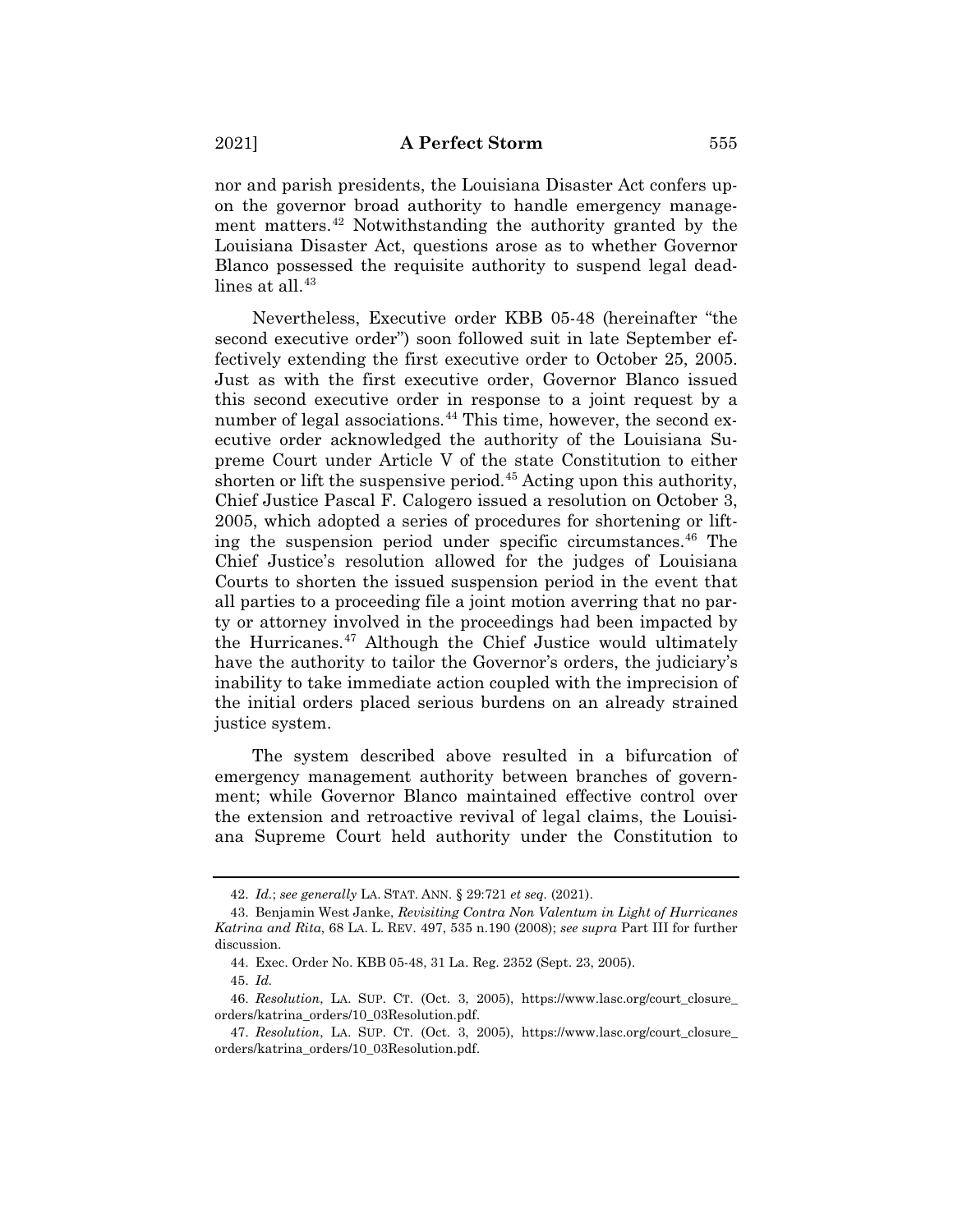nor and parish presidents, the Louisiana Disaster Act confers upon the governor broad authority to handle emergency management matters.[42] Notwithstanding the authority granted by the Louisiana Disaster Act, questions arose as to whether Governor Blanco possessed the requisite authority to suspend legal deadlines at all.[43]

Nevertheless, Executive order KBB 05-48 (hereinafter "the second executive order") soon followed suit in late September effectively extending the first executive order to October 25, 2005. Just as with the first executive order, Governor Blanco issued this second executive order in response to a joint request by a number of legal associations.[44] This time, however, the second executive order acknowledged the authority of the Louisiana Supreme Court under Article V of the state Constitution to either shorten or lift the suspensive period.[45] Acting upon this authority, Chief Justice Pascal F. Calogero issued a resolution on October 3, 2005, which adopted a series of procedures for shortening or lifting the suspension period under specific circumstances.[46] The Chief Justice's resolution allowed for the judges of Louisiana Courts to shorten the issued suspension period in the event that all parties to a proceeding file a joint motion averring that no party or attorney involved in the proceedings had been impacted by the Hurricanes.[47] Although the Chief Justice would ultimately have the authority to tailor the Governor's orders, the judiciary's inability to take immediate action coupled with the imprecision of the initial orders placed serious burdens on an already strained justice system.

The system described above resulted in a bifurcation of emergency management authority between branches of government; while Governor Blanco maintained effective control over the extension and retroactive revival of legal claims, the Louisiana Supreme Court held authority under the Constitution to

---

42. *Id.*; *see generally* LA. STAT. ANN. § 29:721 *et seq.* (2021).

43. Benjamin West Janke, *Revisiting Contra Non Valentum in Light of Hurricanes Katrina and Rita*, 68 LA. L. REV. 497, 535 n.190 (2008); *see supra* Part III for further discussion.

44. Exec. Order No. KBB 05-48, 31 La. Reg. 2352 (Sept. 23, 2005).

45. *Id.*

46. *Resolution*, LA. SUP. CT. (Oct. 3, 2005), https://www.lasc.org/court_closure_orders/katrina_orders/10_03Resolution.pdf.

47. *Resolution*, LA. SUP. CT. (Oct. 3, 2005), https://www.lasc.org/court_closure_orders/katrina_orders/10_03Resolution.pdf.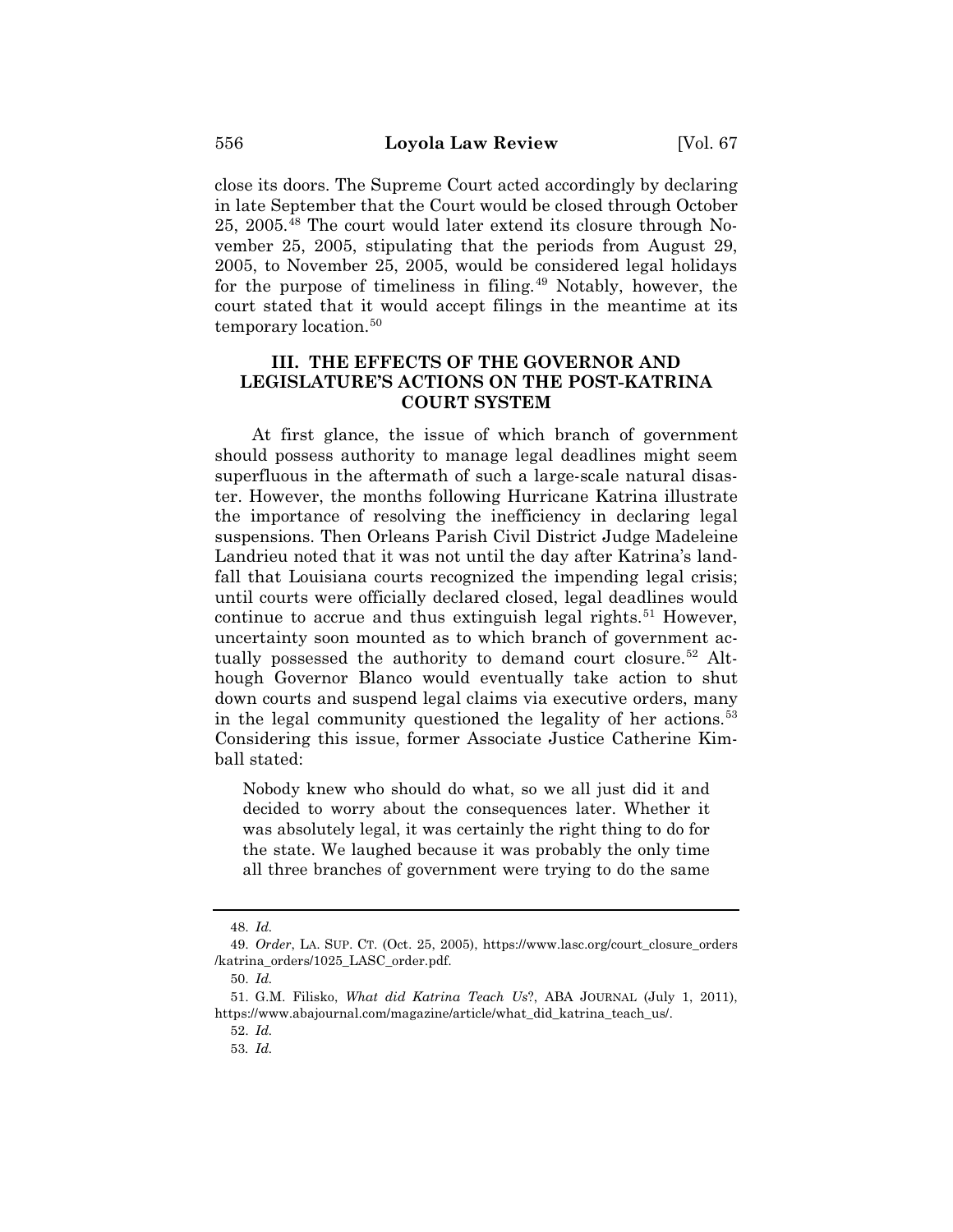close its doors. The Supreme Court acted accordingly by declaring in late September that the Court would be closed through October 25, 2005.[48] The court would later extend its closure through November 25, 2005, stipulating that the periods from August 29, 2005, to November 25, 2005, would be considered legal holidays for the purpose of timeliness in filing.[49] Notably, however, the court stated that it would accept filings in the meantime at its temporary location.[50]

## III. THE EFFECTS OF THE GOVERNOR AND LEGISLATURE'S ACTIONS ON THE POST-KATRINA COURT SYSTEM

At first glance, the issue of which branch of government should possess authority to manage legal deadlines might seem superfluous in the aftermath of such a large-scale natural disaster. However, the months following Hurricane Katrina illustrate the importance of resolving the inefficiency in declaring legal suspensions. Then Orleans Parish Civil District Judge Madeleine Landrieu noted that it was not until the day after Katrina's landfall that Louisiana courts recognized the impending legal crisis; until courts were officially declared closed, legal deadlines would continue to accrue and thus extinguish legal rights.[51] However, uncertainty soon mounted as to which branch of government actually possessed the authority to demand court closure.[52] Although Governor Blanco would eventually take action to shut down courts and suspend legal claims via executive orders, many in the legal community questioned the legality of her actions.[53] Considering this issue, former Associate Justice Catherine Kimball stated:

> Nobody knew who should do what, so we all just did it and decided to worry about the consequences later. Whether it was absolutely legal, it was certainly the right thing to do for the state. We laughed because it was probably the only time all three branches of government were trying to do the same

---

48. *Id.*

49. *Order*, LA. SUP. CT. (Oct. 25, 2005), https://www.lasc.org/court_closure_orders/katrina_orders/1025_LASC_order.pdf.

50. *Id.*

51. G.M. Filisko, *What did Katrina Teach Us?*, ABA JOURNAL (July 1, 2011), https://www.abajournal.com/magazine/article/what_did_katrina_teach_us/.

52. *Id.*

53. *Id.*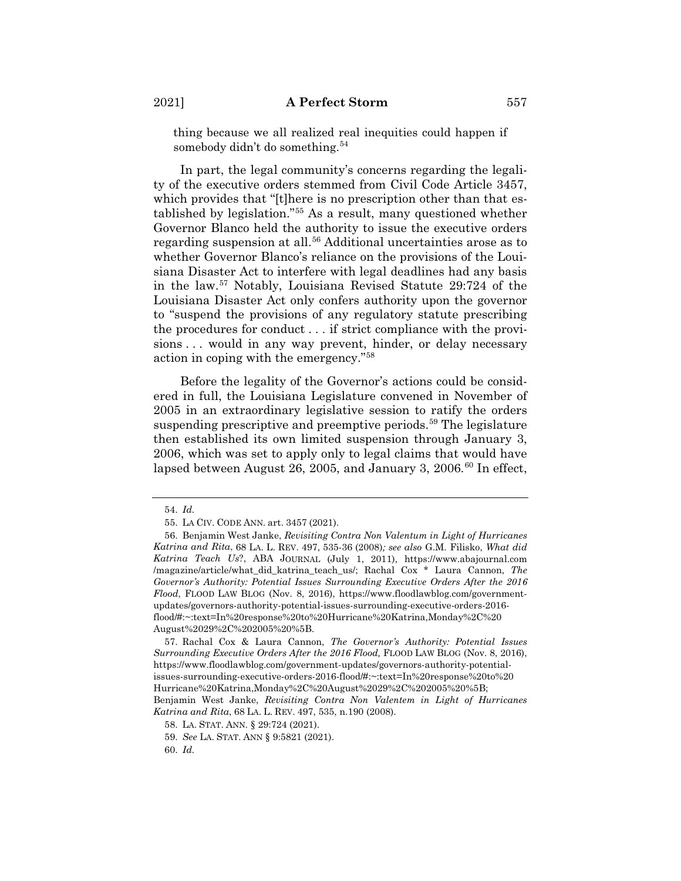thing because we all realized real inequities could happen if somebody didn't do something.[54]

In part, the legal community's concerns regarding the legality of the executive orders stemmed from Civil Code Article 3457, which provides that "[t]here is no prescription other than that established by legislation."[55] As a result, many questioned whether Governor Blanco held the authority to issue the executive orders regarding suspension at all.[56] Additional uncertainties arose as to whether Governor Blanco's reliance on the provisions of the Louisiana Disaster Act to interfere with legal deadlines had any basis in the law.[57] Notably, Louisiana Revised Statute 29:724 of the Louisiana Disaster Act only confers authority upon the governor to "suspend the provisions of any regulatory statute prescribing the procedures for conduct . . . if strict compliance with the provisions . . . would in any way prevent, hinder, or delay necessary action in coping with the emergency."[58]

Before the legality of the Governor's actions could be considered in full, the Louisiana Legislature convened in November of 2005 in an extraordinary legislative session to ratify the orders suspending prescriptive and preemptive periods.[59] The legislature then established its own limited suspension through January 3, 2006, which was set to apply only to legal claims that would have lapsed between August 26, 2005, and January 3, 2006.[60] In effect,

---

54. *Id.*

55. LA CIV. CODE ANN. art. 3457 (2021).

56. Benjamin West Janke, *Revisiting Contra Non Valentum in Light of Hurricanes Katrina and Rita*, 68 LA. L. REV. 497, 535-36 (2008)*; see also* G.M. Filisko, *What did Katrina Teach Us*?, ABA JOURNAL (July 1, 2011), https://www.abajournal.com/magazine/article/what_did_katrina_teach_us/; Rachal Cox * Laura Cannon, *The Governor's Authority: Potential Issues Surrounding Executive Orders After the 2016 Flood*, FLOOD LAW BLOG (Nov. 8, 2016), https://www.floodlawblog.com/government-updates/governors-authority-potential-issues-surrounding-executive-orders-2016-flood/#:~:text=In%20response%20to%20Hurricane%20Katrina,Monday%2C%20August%2029%2C%202005%20%5B.

57. Rachal Cox & Laura Cannon, *The Governor's Authority: Potential Issues Surrounding Executive Orders After the 2016 Flood,* FLOOD LAW BLOG (Nov. 8, 2016), https://www.floodlawblog.com/government-updates/governors-authority-potential-issues-surrounding-executive-orders-2016-flood/#:~:text=In%20response%20to%20Hurricane%20Katrina,Monday%2C%20August%2029%2C%202005%20%5B; Benjamin West Janke, *Revisiting Contra Non Valentem in Light of Hurricanes Katrina and Rita*, 68 LA. L. REV. 497, 535, n.190 (2008).

58. LA. STAT. ANN. § 29:724 (2021).

59. *See* LA. STAT. ANN § 9:5821 (2021).

60. *Id.*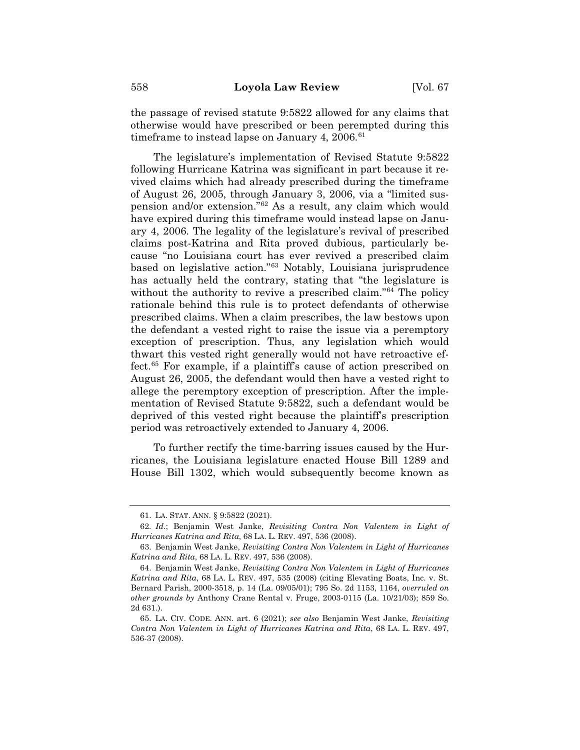the passage of revised statute 9:5822 allowed for any claims that otherwise would have prescribed or been perempted during this timeframe to instead lapse on January 4, 2006.[61]

The legislature's implementation of Revised Statute 9:5822 following Hurricane Katrina was significant in part because it revived claims which had already prescribed during the timeframe of August 26, 2005, through January 3, 2006, via a "limited suspension and/or extension."[62] As a result, any claim which would have expired during this timeframe would instead lapse on January 4, 2006. The legality of the legislature's revival of prescribed claims post-Katrina and Rita proved dubious, particularly because "no Louisiana court has ever revived a prescribed claim based on legislative action."[63] Notably, Louisiana jurisprudence has actually held the contrary, stating that "the legislature is without the authority to revive a prescribed claim."[64] The policy rationale behind this rule is to protect defendants of otherwise prescribed claims. When a claim prescribes, the law bestows upon the defendant a vested right to raise the issue via a peremptory exception of prescription. Thus, any legislation which would thwart this vested right generally would not have retroactive effect.[65] For example, if a plaintiff's cause of action prescribed on August 26, 2005, the defendant would then have a vested right to allege the peremptory exception of prescription. After the implementation of Revised Statute 9:5822, such a defendant would be deprived of this vested right because the plaintiff's prescription period was retroactively extended to January 4, 2006.

To further rectify the time-barring issues caused by the Hurricanes, the Louisiana legislature enacted House Bill 1289 and House Bill 1302, which would subsequently become known as

---

61. LA. STAT. ANN. § 9:5822 (2021).

62. *Id.*; Benjamin West Janke, *Revisiting Contra Non Valentem in Light of Hurricanes Katrina and Rita*, 68 LA. L. REV. 497, 536 (2008).

63. Benjamin West Janke, *Revisiting Contra Non Valentem in Light of Hurricanes Katrina and Rita*, 68 LA. L. REV. 497, 536 (2008).

64. Benjamin West Janke, *Revisiting Contra Non Valentem in Light of Hurricanes Katrina and Rita*, 68 LA. L. REV. 497, 535 (2008) (citing Elevating Boats, Inc. v. St. Bernard Parish, 2000-3518, p. 14 (La. 09/05/01); 795 So. 2d 1153, 1164, *overruled on other grounds by* Anthony Crane Rental v. Fruge, 2003-0115 (La. 10/21/03); 859 So. 2d 631.).

65. LA. CIV. CODE. ANN. art. 6 (2021); *see also* Benjamin West Janke, *Revisiting Contra Non Valentem in Light of Hurricanes Katrina and Rita*, 68 LA. L. REV. 497, 536-37 (2008).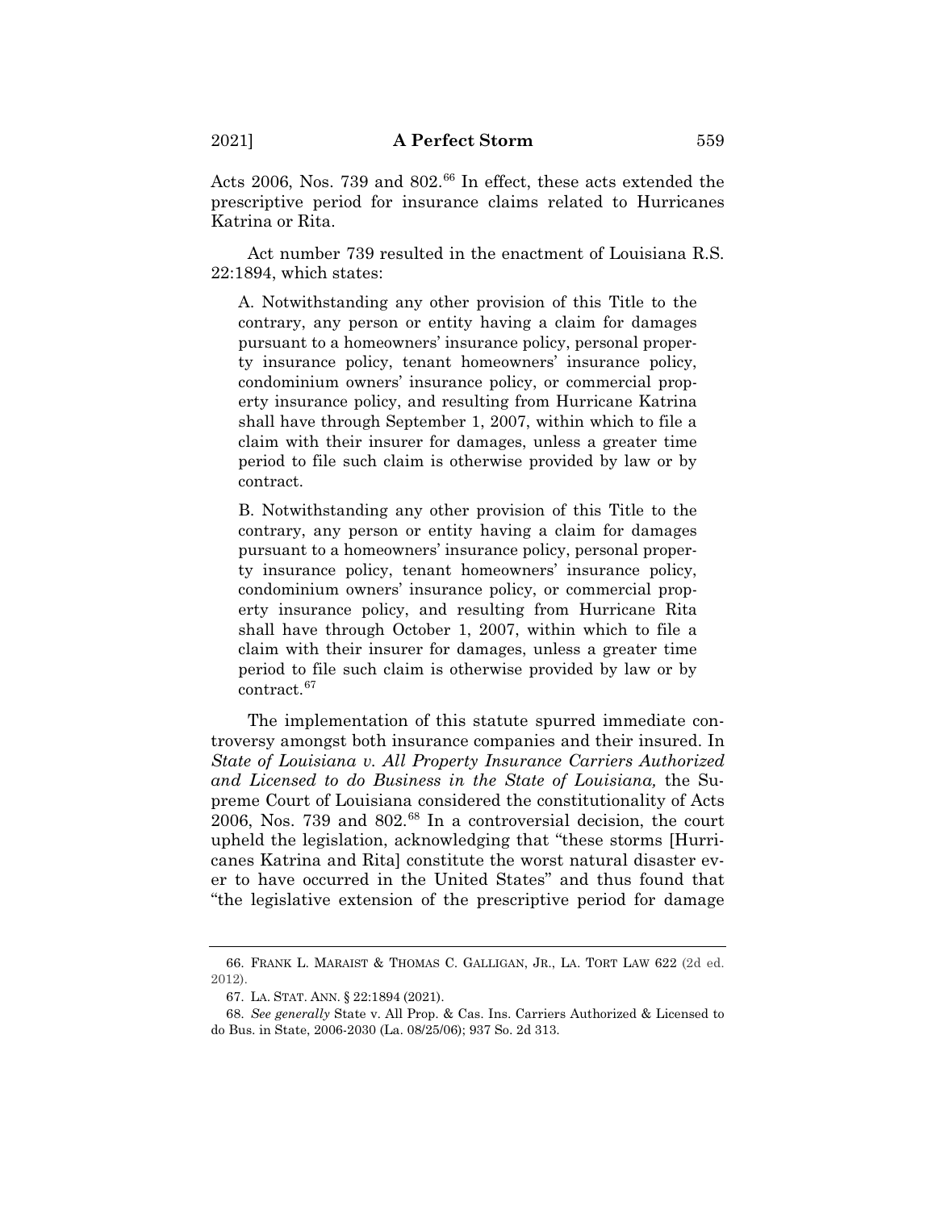Acts 2006, Nos. 739 and 802.[66] In effect, these acts extended the prescriptive period for insurance claims related to Hurricanes Katrina or Rita.

Act number 739 resulted in the enactment of Louisiana R.S. 22:1894, which states:

> A. Notwithstanding any other provision of this Title to the contrary, any person or entity having a claim for damages pursuant to a homeowners' insurance policy, personal property insurance policy, tenant homeowners' insurance policy, condominium owners' insurance policy, or commercial property insurance policy, and resulting from Hurricane Katrina shall have through September 1, 2007, within which to file a claim with their insurer for damages, unless a greater time period to file such claim is otherwise provided by law or by contract.
>
> B. Notwithstanding any other provision of this Title to the contrary, any person or entity having a claim for damages pursuant to a homeowners' insurance policy, personal property insurance policy, tenant homeowners' insurance policy, condominium owners' insurance policy, or commercial property insurance policy, and resulting from Hurricane Rita shall have through October 1, 2007, within which to file a claim with their insurer for damages, unless a greater time period to file such claim is otherwise provided by law or by contract.[67]

The implementation of this statute spurred immediate controversy amongst both insurance companies and their insured. In *State of Louisiana v. All Property Insurance Carriers Authorized and Licensed to do Business in the State of Louisiana,* the Supreme Court of Louisiana considered the constitutionality of Acts 2006, Nos. 739 and 802.[68] In a controversial decision, the court upheld the legislation, acknowledging that "these storms [Hurricanes Katrina and Rita] constitute the worst natural disaster ever to have occurred in the United States" and thus found that "the legislative extension of the prescriptive period for damage

---

66. FRANK L. MARAIST & THOMAS C. GALLIGAN, JR., LA. TORT LAW 622 (2d ed. 2012).

67. LA. STAT. ANN. § 22:1894 (2021).

68. *See generally* State v. All Prop. & Cas. Ins. Carriers Authorized & Licensed to do Bus. in State, 2006-2030 (La. 08/25/06); 937 So. 2d 313.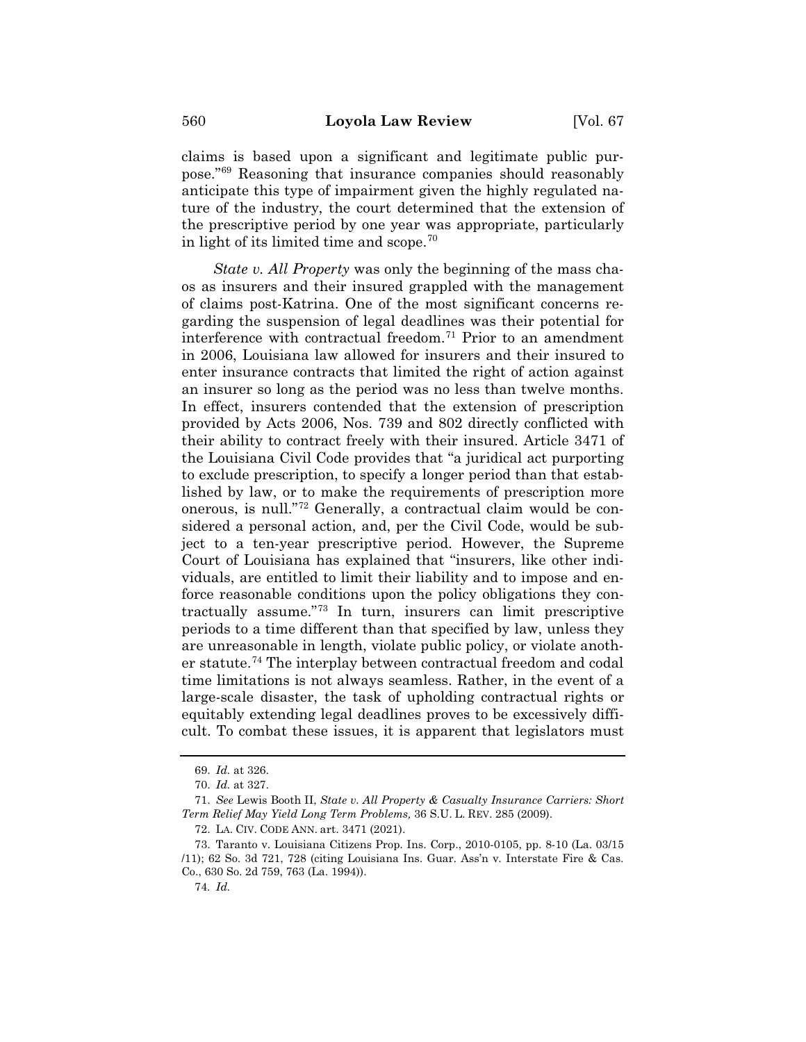claims is based upon a significant and legitimate public purpose."[69] Reasoning that insurance companies should reasonably anticipate this type of impairment given the highly regulated nature of the industry, the court determined that the extension of the prescriptive period by one year was appropriate, particularly in light of its limited time and scope.[70]

*State v. All Property* was only the beginning of the mass chaos as insurers and their insured grappled with the management of claims post-Katrina. One of the most significant concerns regarding the suspension of legal deadlines was their potential for interference with contractual freedom.[71] Prior to an amendment in 2006, Louisiana law allowed for insurers and their insured to enter insurance contracts that limited the right of action against an insurer so long as the period was no less than twelve months. In effect, insurers contended that the extension of prescription provided by Acts 2006, Nos. 739 and 802 directly conflicted with their ability to contract freely with their insured. Article 3471 of the Louisiana Civil Code provides that "a juridical act purporting to exclude prescription, to specify a longer period than that established by law, or to make the requirements of prescription more onerous, is null."[72] Generally, a contractual claim would be considered a personal action, and, per the Civil Code, would be subject to a ten-year prescriptive period. However, the Supreme Court of Louisiana has explained that "insurers, like other individuals, are entitled to limit their liability and to impose and enforce reasonable conditions upon the policy obligations they contractually assume."[73] In turn, insurers can limit prescriptive periods to a time different than that specified by law, unless they are unreasonable in length, violate public policy, or violate another statute.[74] The interplay between contractual freedom and codal time limitations is not always seamless. Rather, in the event of a large-scale disaster, the task of upholding contractual rights or equitably extending legal deadlines proves to be excessively difficult. To combat these issues, it is apparent that legislators must

---

69. *Id.* at 326.

70. *Id.* at 327.

71. *See* Lewis Booth II, *State v. All Property & Casualty Insurance Carriers: Short Term Relief May Yield Long Term Problems,* 36 S.U. L. REV. 285 (2009).

72. LA. CIV. CODE ANN. art. 3471 (2021).

73. Taranto v. Louisiana Citizens Prop. Ins. Corp., 2010-0105, pp. 8-10 (La. 03/15/11); 62 So. 3d 721, 728 (citing Louisiana Ins. Guar. Ass'n v. Interstate Fire & Cas. Co., 630 So. 2d 759, 763 (La. 1994)).

74. *Id.*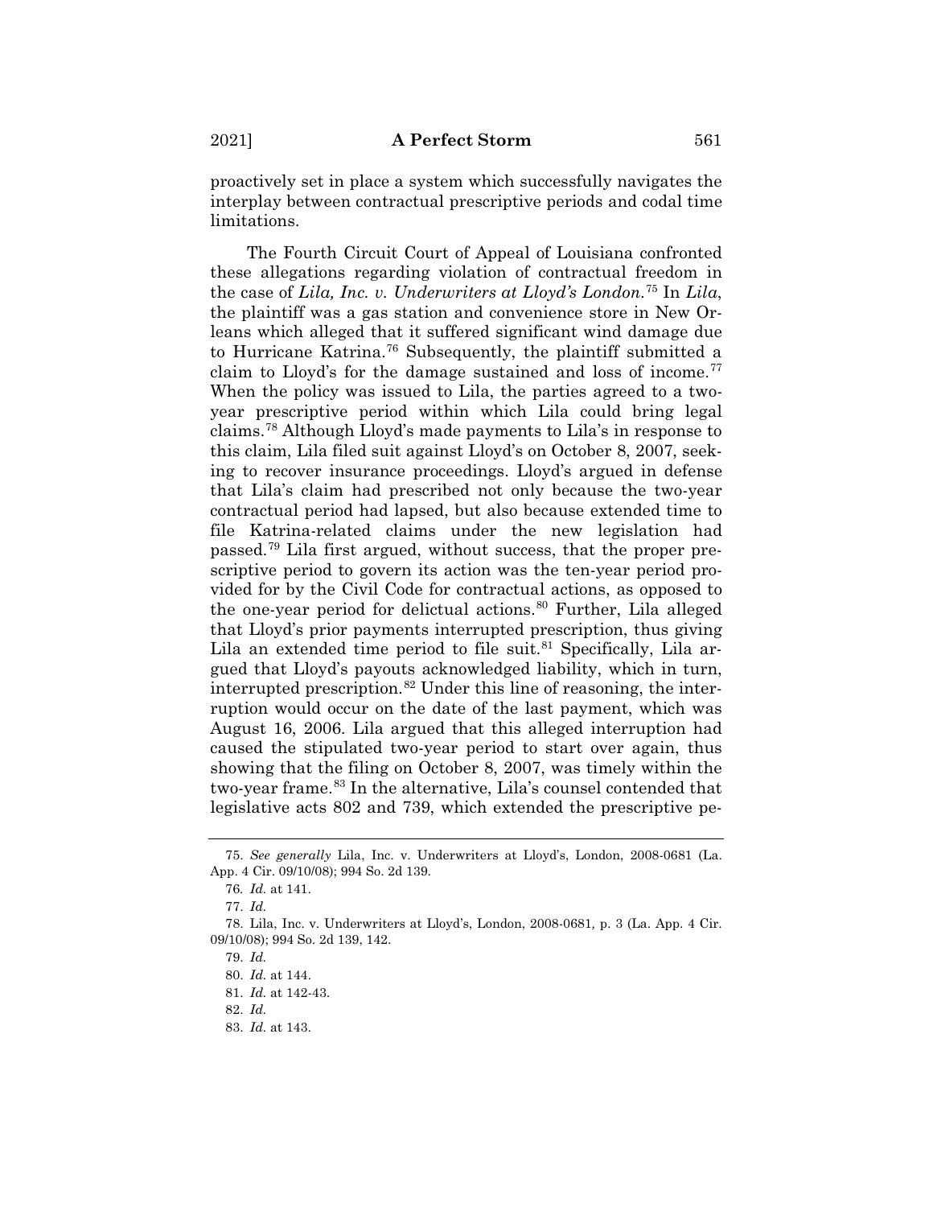proactively set in place a system which successfully navigates the interplay between contractual prescriptive periods and codal time limitations.

The Fourth Circuit Court of Appeal of Louisiana confronted these allegations regarding violation of contractual freedom in the case of *Lila, Inc. v. Underwriters at Lloyd's London.*[75] In *Lila*, the plaintiff was a gas station and convenience store in New Orleans which alleged that it suffered significant wind damage due to Hurricane Katrina.[76] Subsequently, the plaintiff submitted a claim to Lloyd's for the damage sustained and loss of income.[77] When the policy was issued to Lila, the parties agreed to a two-year prescriptive period within which Lila could bring legal claims.[78] Although Lloyd's made payments to Lila's in response to this claim, Lila filed suit against Lloyd's on October 8, 2007, seeking to recover insurance proceedings. Lloyd's argued in defense that Lila's claim had prescribed not only because the two-year contractual period had lapsed, but also because extended time to file Katrina-related claims under the new legislation had passed.[79] Lila first argued, without success, that the proper prescriptive period to govern its action was the ten-year period provided for by the Civil Code for contractual actions, as opposed to the one-year period for delictual actions.[80] Further, Lila alleged that Lloyd's prior payments interrupted prescription, thus giving Lila an extended time period to file suit.[81] Specifically, Lila argued that Lloyd's payouts acknowledged liability, which in turn, interrupted prescription.[82] Under this line of reasoning, the interruption would occur on the date of the last payment, which was August 16, 2006. Lila argued that this alleged interruption had caused the stipulated two-year period to start over again, thus showing that the filing on October 8, 2007, was timely within the two-year frame.[83] In the alternative, Lila's counsel contended that legislative acts 802 and 739, which extended the prescriptive pe-

---

75. *See generally* Lila, Inc. v. Underwriters at Lloyd's, London, 2008-0681 (La. App. 4 Cir. 09/10/08); 994 So. 2d 139.

76. *Id.* at 141.

77. *Id.*

78. Lila, Inc. v. Underwriters at Lloyd's, London, 2008-0681, p. 3 (La. App. 4 Cir. 09/10/08); 994 So. 2d 139, 142.

79. *Id.*

80. *Id.* at 144.

81. *Id.* at 142-43.

82. *Id.*

83. *Id.* at 143.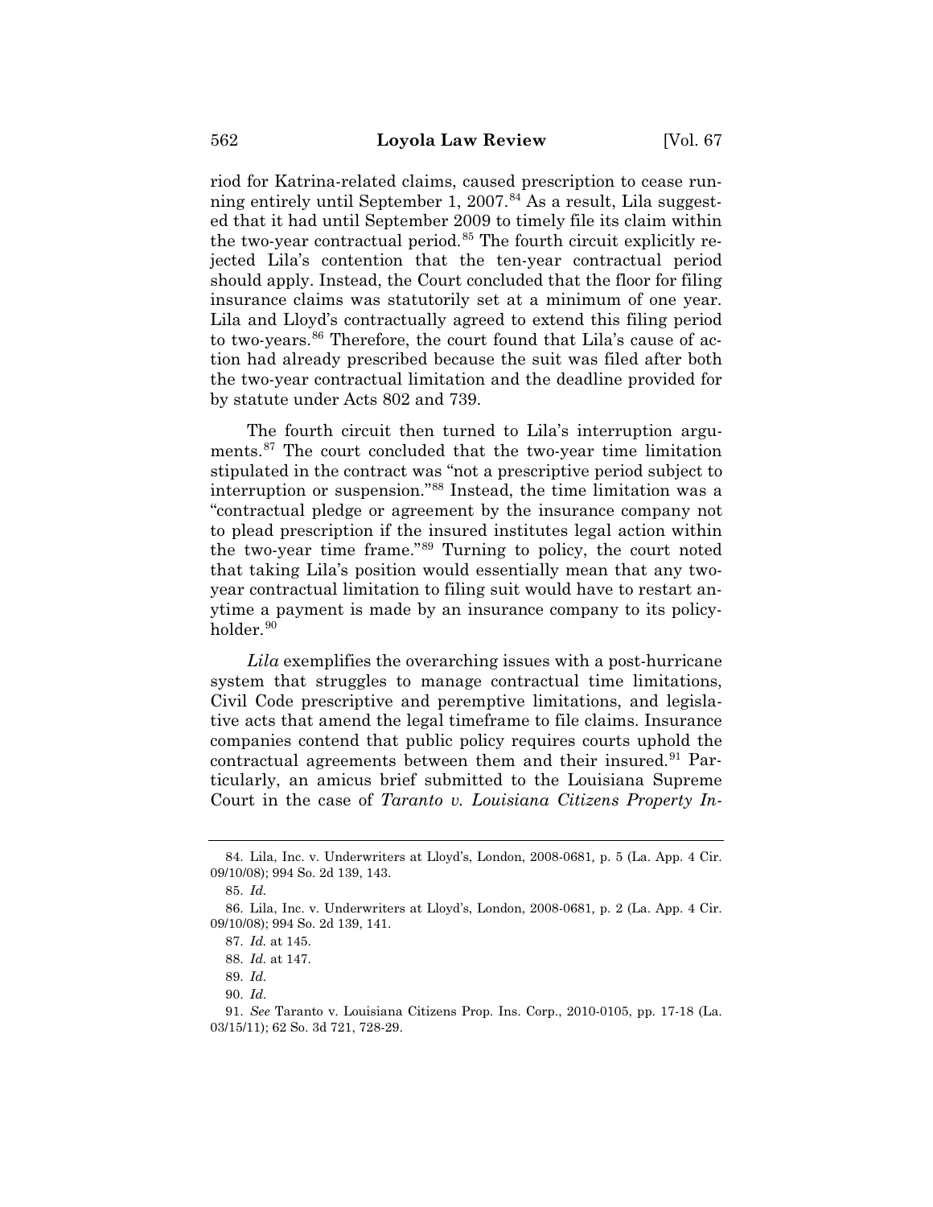riod for Katrina-related claims, caused prescription to cease running entirely until September 1, 2007.[84] As a result, Lila suggested that it had until September 2009 to timely file its claim within the two-year contractual period.[85] The fourth circuit explicitly rejected Lila's contention that the ten-year contractual period should apply. Instead, the Court concluded that the floor for filing insurance claims was statutorily set at a minimum of one year. Lila and Lloyd's contractually agreed to extend this filing period to two-years.[86] Therefore, the court found that Lila's cause of action had already prescribed because the suit was filed after both the two-year contractual limitation and the deadline provided for by statute under Acts 802 and 739.

The fourth circuit then turned to Lila's interruption arguments.[87] The court concluded that the two-year time limitation stipulated in the contract was "not a prescriptive period subject to interruption or suspension."[88] Instead, the time limitation was a "contractual pledge or agreement by the insurance company not to plead prescription if the insured institutes legal action within the two-year time frame."[89] Turning to policy, the court noted that taking Lila's position would essentially mean that any two-year contractual limitation to filing suit would have to restart anytime a payment is made by an insurance company to its policyholder.[90]

*Lila* exemplifies the overarching issues with a post-hurricane system that struggles to manage contractual time limitations, Civil Code prescriptive and peremptive limitations, and legislative acts that amend the legal timeframe to file claims. Insurance companies contend that public policy requires courts uphold the contractual agreements between them and their insured.[91] Particularly, an amicus brief submitted to the Louisiana Supreme Court in the case of *Taranto v. Louisiana Citizens Property In-*

84. Lila, Inc. v. Underwriters at Lloyd's, London, 2008-0681, p. 5 (La. App. 4 Cir. 09/10/08); 994 So. 2d 139, 143.

85. *Id.*

86. Lila, Inc. v. Underwriters at Lloyd's, London, 2008-0681, p. 2 (La. App. 4 Cir. 09/10/08); 994 So. 2d 139, 141.

87. *Id.* at 145.

88. *Id.* at 147.

89. *Id.*

90. *Id*.

91. *See* Taranto v. Louisiana Citizens Prop. Ins. Corp., 2010-0105, pp. 17-18 (La. 03/15/11); 62 So. 3d 721, 728-29.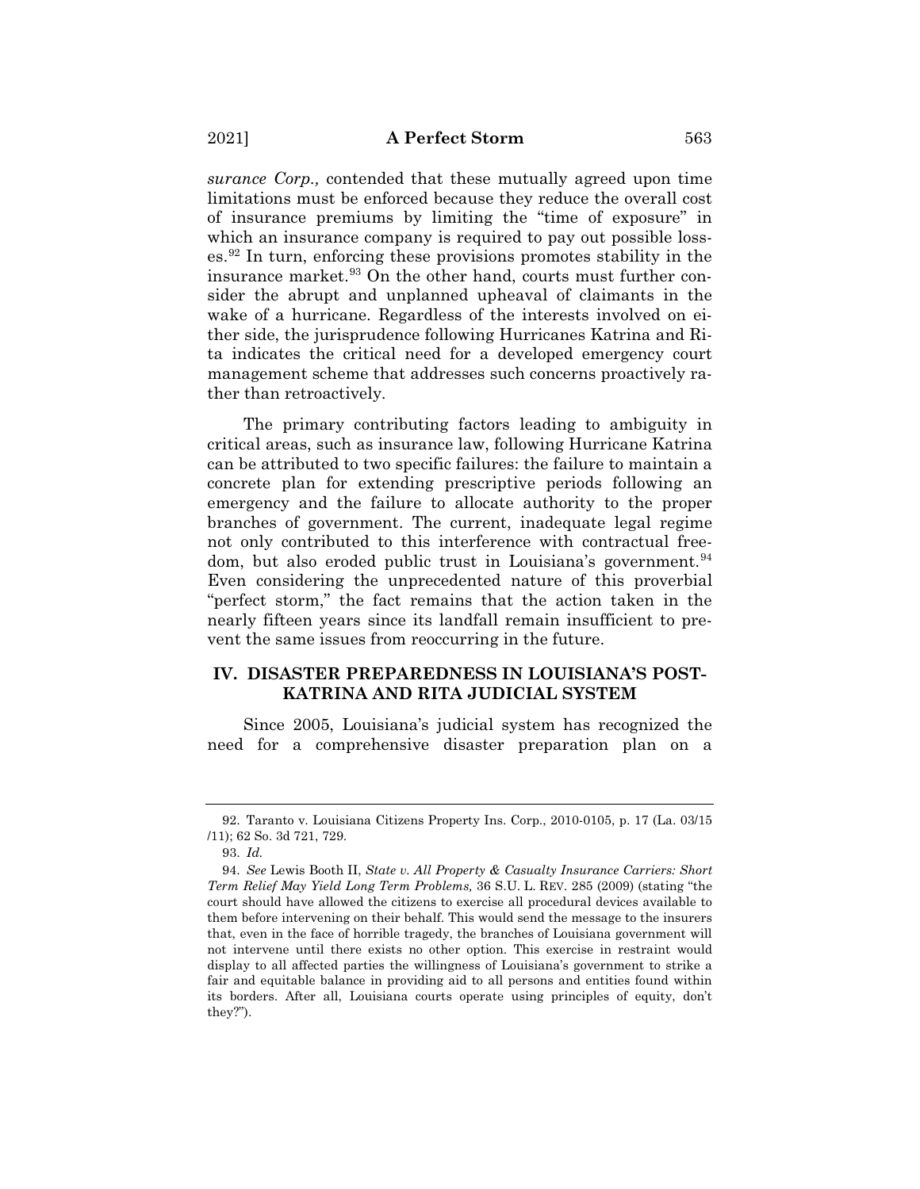*surance Corp.,* contended that these mutually agreed upon time limitations must be enforced because they reduce the overall cost of insurance premiums by limiting the "time of exposure" in which an insurance company is required to pay out possible losses.[92] In turn, enforcing these provisions promotes stability in the insurance market.[93] On the other hand, courts must further consider the abrupt and unplanned upheaval of claimants in the wake of a hurricane. Regardless of the interests involved on either side, the jurisprudence following Hurricanes Katrina and Rita indicates the critical need for a developed emergency court management scheme that addresses such concerns proactively rather than retroactively.

The primary contributing factors leading to ambiguity in critical areas, such as insurance law, following Hurricane Katrina can be attributed to two specific failures: the failure to maintain a concrete plan for extending prescriptive periods following an emergency and the failure to allocate authority to the proper branches of government. The current, inadequate legal regime not only contributed to this interference with contractual freedom, but also eroded public trust in Louisiana's government.[94] Even considering the unprecedented nature of this proverbial "perfect storm," the fact remains that the action taken in the nearly fifteen years since its landfall remain insufficient to prevent the same issues from reoccurring in the future.

## IV. DISASTER PREPAREDNESS IN LOUISIANA'S POST-KATRINA AND RITA JUDICIAL SYSTEM

Since 2005, Louisiana's judicial system has recognized the need for a comprehensive disaster preparation plan on a

---

92. Taranto v. Louisiana Citizens Property Ins. Corp., 2010-0105, p. 17 (La. 03/15 /11); 62 So. 3d 721, 729.

93. *Id.*

94. *See* Lewis Booth II, *State v. All Property & Casualty Insurance Carriers: Short Term Relief May Yield Long Term Problems,* 36 S.U. L. REV. 285 (2009) (stating "the court should have allowed the citizens to exercise all procedural devices available to them before intervening on their behalf. This would send the message to the insurers that, even in the face of horrible tragedy, the branches of Louisiana government will not intervene until there exists no other option. This exercise in restraint would display to all affected parties the willingness of Louisiana's government to strike a fair and equitable balance in providing aid to all persons and entities found within its borders. After all, Louisiana courts operate using principles of equity, don't they?").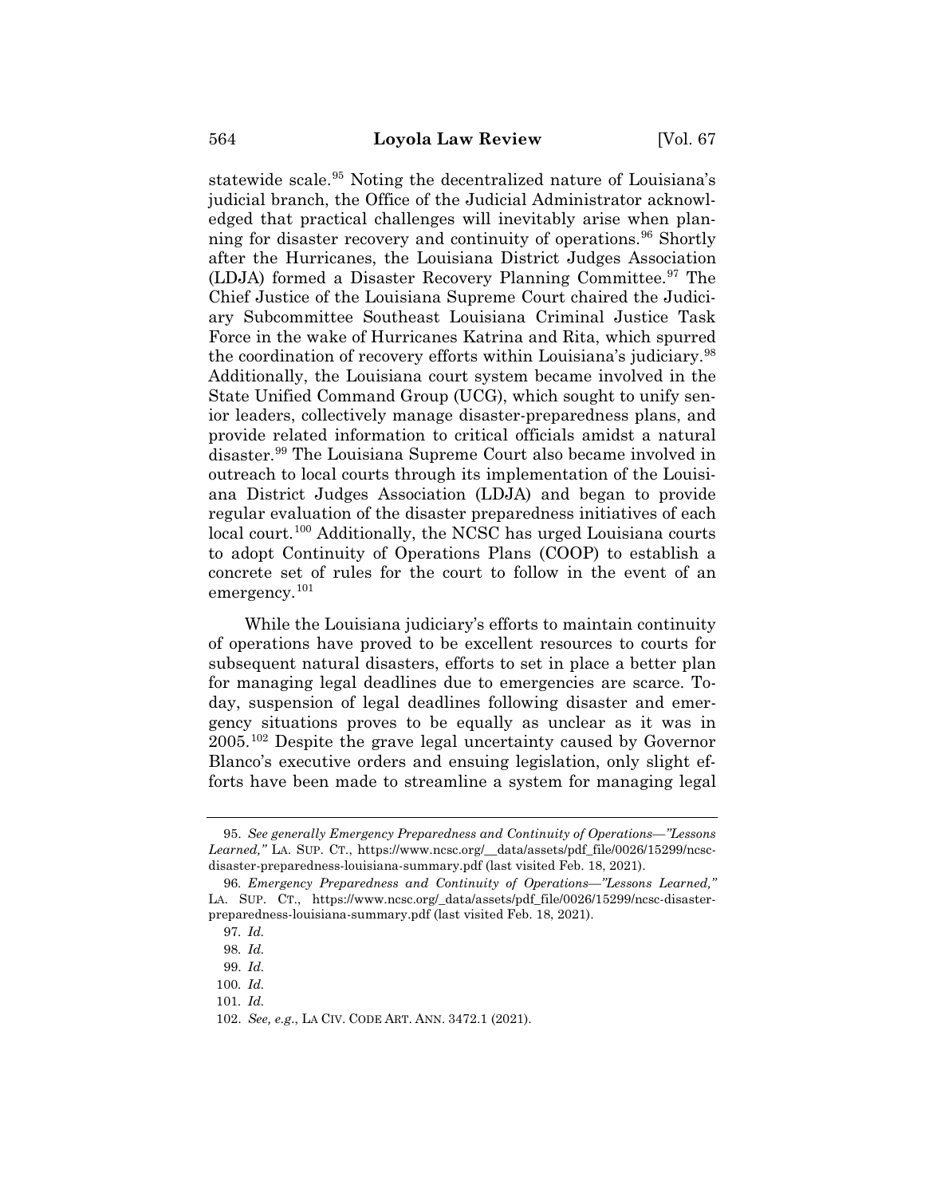statewide scale.[95] Noting the decentralized nature of Louisiana's judicial branch, the Office of the Judicial Administrator acknowledged that practical challenges will inevitably arise when planning for disaster recovery and continuity of operations.[96] Shortly after the Hurricanes, the Louisiana District Judges Association (LDJA) formed a Disaster Recovery Planning Committee.[97] The Chief Justice of the Louisiana Supreme Court chaired the Judiciary Subcommittee Southeast Louisiana Criminal Justice Task Force in the wake of Hurricanes Katrina and Rita, which spurred the coordination of recovery efforts within Louisiana's judiciary.[98] Additionally, the Louisiana court system became involved in the State Unified Command Group (UCG), which sought to unify senior leaders, collectively manage disaster-preparedness plans, and provide related information to critical officials amidst a natural disaster.[99] The Louisiana Supreme Court also became involved in outreach to local courts through its implementation of the Louisiana District Judges Association (LDJA) and began to provide regular evaluation of the disaster preparedness initiatives of each local court.[100] Additionally, the NCSC has urged Louisiana courts to adopt Continuity of Operations Plans (COOP) to establish a concrete set of rules for the court to follow in the event of an emergency.[101]

While the Louisiana judiciary's efforts to maintain continuity of operations have proved to be excellent resources to courts for subsequent natural disasters, efforts to set in place a better plan for managing legal deadlines due to emergencies are scarce. Today, suspension of legal deadlines following disaster and emergency situations proves to be equally as unclear as it was in 2005.[102] Despite the grave legal uncertainty caused by Governor Blanco's executive orders and ensuing legislation, only slight efforts have been made to streamline a system for managing legal

---

95. *See generally Emergency Preparedness and Continuity of Operations—"Lessons Learned,"* LA. SUP. CT., https://www.ncsc.org/__data/assets/pdf_file/0026/15299/ncsc-disaster-preparedness-louisiana-summary.pdf (last visited Feb. 18, 2021).

96. *Emergency Preparedness and Continuity of Operations—"Lessons Learned,"* LA. SUP. CT., https://www.ncsc.org/_data/assets/pdf_file/0026/15299/ncsc-disaster-preparedness-louisiana-summary.pdf (last visited Feb. 18, 2021).

97. *Id.*

98. *Id.*

99. *Id.*

100. *Id.*

101. *Id.*

102. *See, e.g.*, LA CIV. CODE ART. ANN. 3472.1 (2021).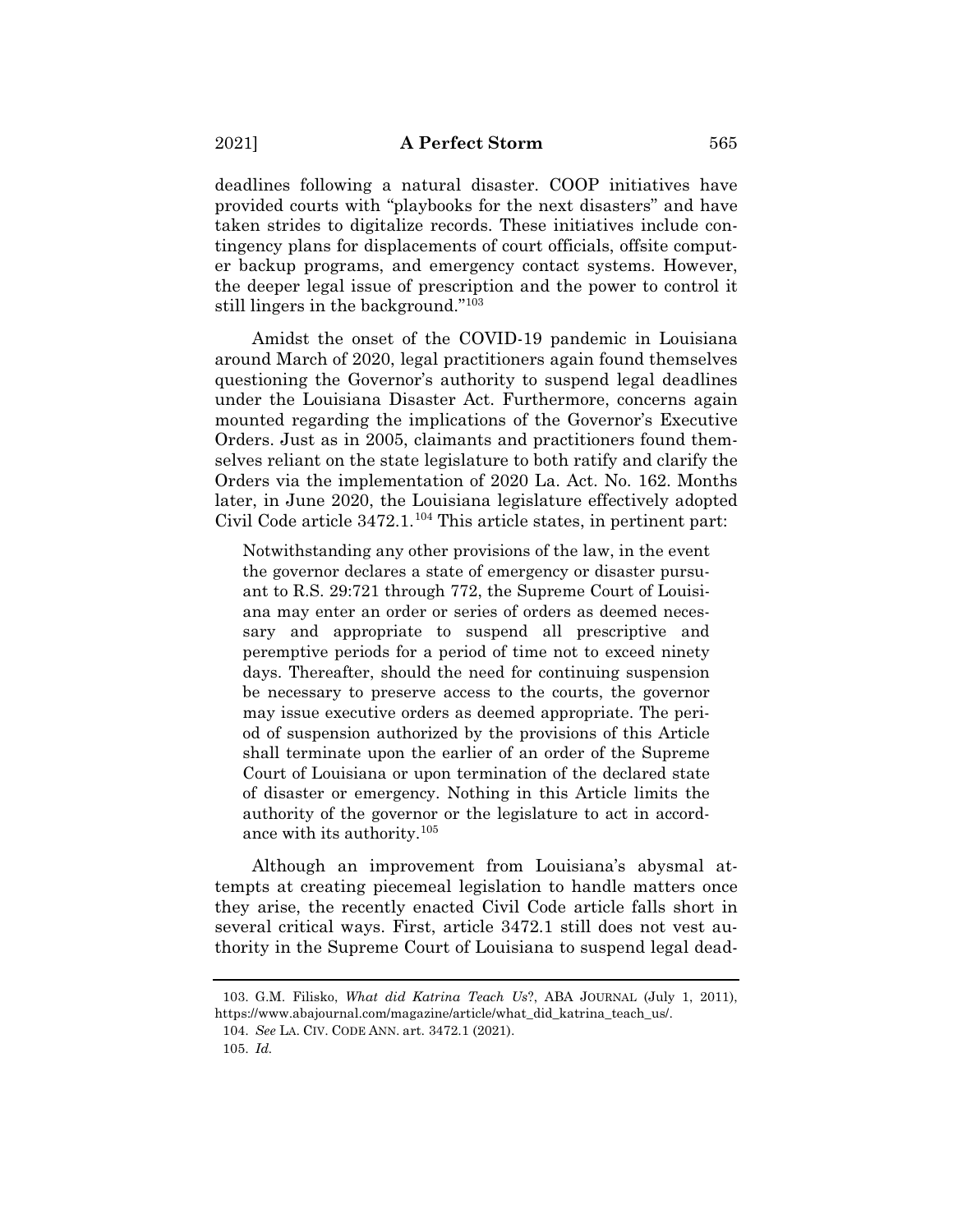deadlines following a natural disaster. COOP initiatives have provided courts with "playbooks for the next disasters" and have taken strides to digitalize records. These initiatives include contingency plans for displacements of court officials, offsite computer backup programs, and emergency contact systems. However, the deeper legal issue of prescription and the power to control it still lingers in the background."[103]

Amidst the onset of the COVID-19 pandemic in Louisiana around March of 2020, legal practitioners again found themselves questioning the Governor's authority to suspend legal deadlines under the Louisiana Disaster Act. Furthermore, concerns again mounted regarding the implications of the Governor's Executive Orders. Just as in 2005, claimants and practitioners found themselves reliant on the state legislature to both ratify and clarify the Orders via the implementation of 2020 La. Act. No. 162. Months later, in June 2020, the Louisiana legislature effectively adopted Civil Code article 3472.1.[104] This article states, in pertinent part:

> Notwithstanding any other provisions of the law, in the event the governor declares a state of emergency or disaster pursuant to R.S. 29:721 through 772, the Supreme Court of Louisiana may enter an order or series of orders as deemed necessary and appropriate to suspend all prescriptive and peremptive periods for a period of time not to exceed ninety days. Thereafter, should the need for continuing suspension be necessary to preserve access to the courts, the governor may issue executive orders as deemed appropriate. The period of suspension authorized by the provisions of this Article shall terminate upon the earlier of an order of the Supreme Court of Louisiana or upon termination of the declared state of disaster or emergency. Nothing in this Article limits the authority of the governor or the legislature to act in accordance with its authority.[105]

Although an improvement from Louisiana's abysmal attempts at creating piecemeal legislation to handle matters once they arise, the recently enacted Civil Code article falls short in several critical ways. First, article 3472.1 still does not vest authority in the Supreme Court of Louisiana to suspend legal dead-

---

103. G.M. Filisko, *What did Katrina Teach Us*?, ABA JOURNAL (July 1, 2011), https://www.abajournal.com/magazine/article/what_did_katrina_teach_us/.

104. *See* LA. CIV. CODE ANN. art. 3472.1 (2021).

105. *Id.*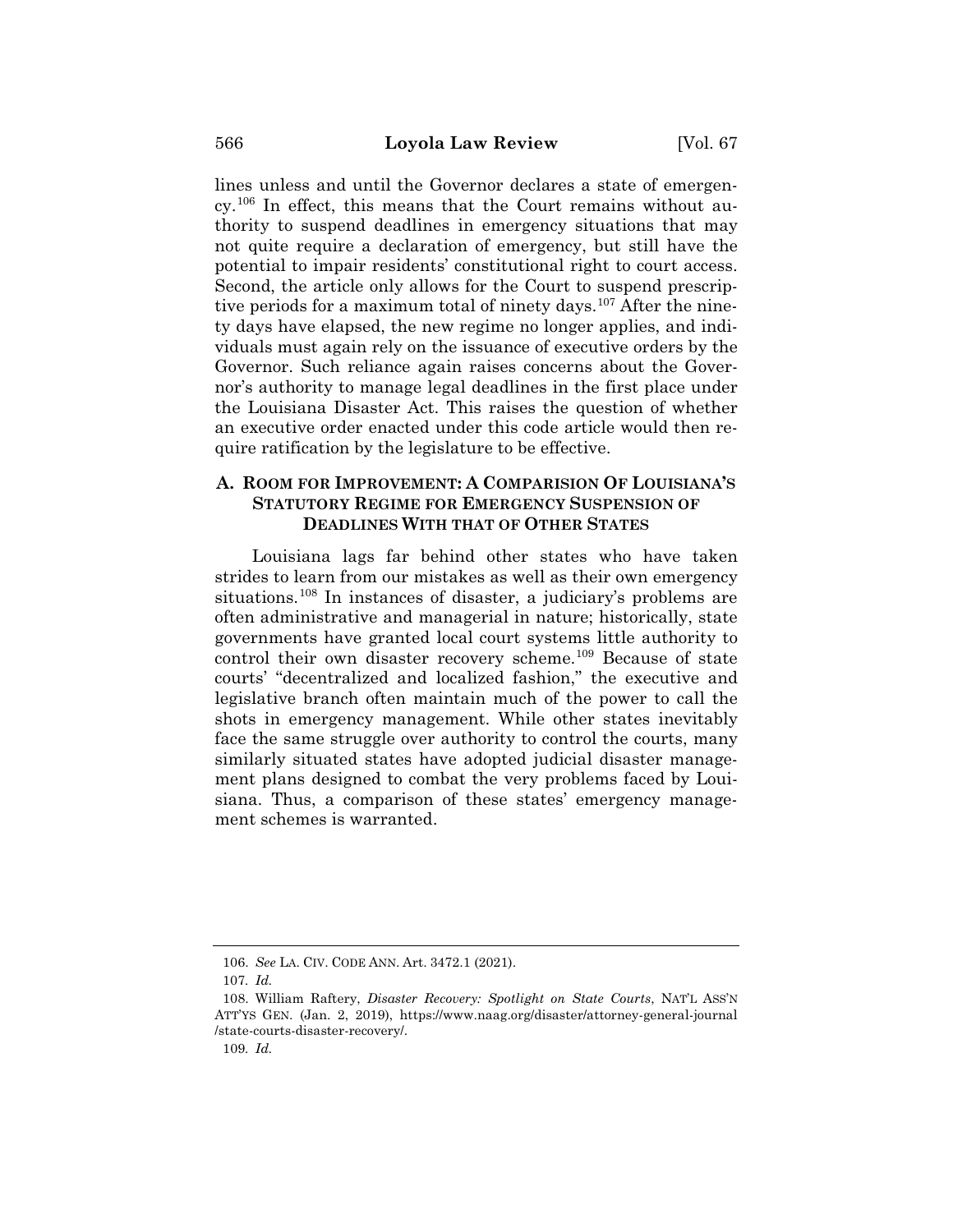lines unless and until the Governor declares a state of emergency.[106] In effect, this means that the Court remains without authority to suspend deadlines in emergency situations that may not quite require a declaration of emergency, but still have the potential to impair residents' constitutional right to court access. Second, the article only allows for the Court to suspend prescriptive periods for a maximum total of ninety days.[107] After the ninety days have elapsed, the new regime no longer applies, and individuals must again rely on the issuance of executive orders by the Governor. Such reliance again raises concerns about the Governor's authority to manage legal deadlines in the first place under the Louisiana Disaster Act. This raises the question of whether an executive order enacted under this code article would then require ratification by the legislature to be effective.

### A. Room for Improvement: A Comparision of Louisiana's Statutory Regime for Emergency Suspension of Deadlines with that of Other States

Louisiana lags far behind other states who have taken strides to learn from our mistakes as well as their own emergency situations.[108] In instances of disaster, a judiciary's problems are often administrative and managerial in nature; historically, state governments have granted local court systems little authority to control their own disaster recovery scheme.[109] Because of state courts' "decentralized and localized fashion," the executive and legislative branch often maintain much of the power to call the shots in emergency management. While other states inevitably face the same struggle over authority to control the courts, many similarly situated states have adopted judicial disaster management plans designed to combat the very problems faced by Louisiana. Thus, a comparison of these states' emergency management schemes is warranted.

---

106. *See* LA. CIV. CODE ANN. Art. 3472.1 (2021).

107. *Id.*

108. William Raftery, *Disaster Recovery: Spotlight on State Courts*, NAT'L ASS'N ATT'YS GEN. (Jan. 2, 2019), https://www.naag.org/disaster/attorney-general-journal/state-courts-disaster-recovery/.

109. *Id.*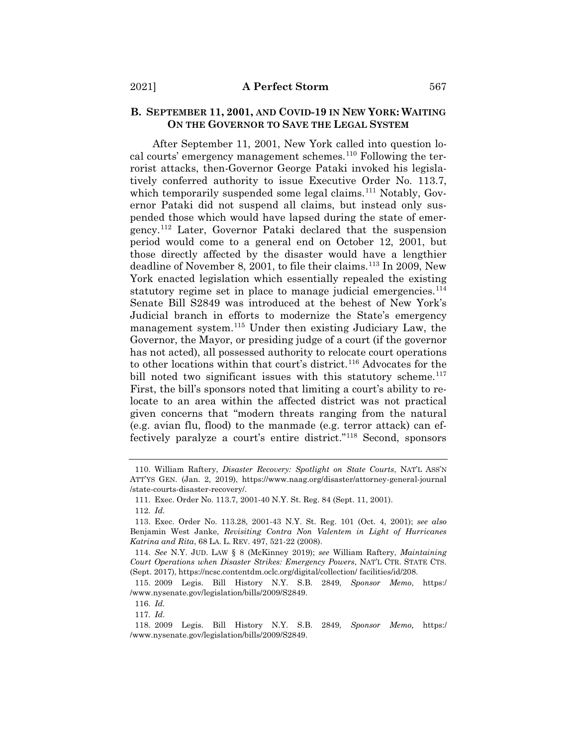### B. SEPTEMBER 11, 2001, AND COVID-19 IN NEW YORK: WAITING ON THE GOVERNOR TO SAVE THE LEGAL SYSTEM

After September 11, 2001, New York called into question local courts' emergency management schemes.[110] Following the terrorist attacks, then-Governor George Pataki invoked his legislatively conferred authority to issue Executive Order No. 113.7, which temporarily suspended some legal claims.[111] Notably, Governor Pataki did not suspend all claims, but instead only suspended those which would have lapsed during the state of emergency.[112] Later, Governor Pataki declared that the suspension period would come to a general end on October 12, 2001, but those directly affected by the disaster would have a lengthier deadline of November 8, 2001, to file their claims.[113] In 2009, New York enacted legislation which essentially repealed the existing statutory regime set in place to manage judicial emergencies.[114] Senate Bill S2849 was introduced at the behest of New York's Judicial branch in efforts to modernize the State's emergency management system.[115] Under then existing Judiciary Law, the Governor, the Mayor, or presiding judge of a court (if the governor has not acted), all possessed authority to relocate court operations to other locations within that court's district.[116] Advocates for the bill noted two significant issues with this statutory scheme.[117] First, the bill's sponsors noted that limiting a court's ability to relocate to an area within the affected district was not practical given concerns that "modern threats ranging from the natural (e.g. avian flu, flood) to the manmade (e.g. terror attack) can effectively paralyze a court's entire district."[118] Second, sponsors

---

110. William Raftery, *Disaster Recovery: Spotlight on State Courts*, NAT'L ASS'N ATT'YS GEN. (Jan. 2, 2019), https://www.naag.org/disaster/attorney-general-journal/state-courts-disaster-recovery/.

111. Exec. Order No. 113.7, 2001-40 N.Y. St. Reg. 84 (Sept. 11, 2001).

112. *Id.*

113. Exec. Order No. 113.28, 2001-43 N.Y. St. Reg. 101 (Oct. 4, 2001); *see also* Benjamin West Janke, *Revisiting Contra Non Valentem in Light of Hurricanes Katrina and Rita*, 68 LA. L. REV. 497, 521-22 (2008).

114. *See* N.Y. JUD. LAW § 8 (McKinney 2019); *see* William Raftery, *Maintaining Court Operations when Disaster Strikes: Emergency Powers*, NAT'L CTR. STATE CTS. (Sept. 2017), https://ncsc.contentdm.oclc.org/digital/collection/ facilities/id/208.

115. 2009 Legis. Bill History N.Y. S.B. 2849, *Sponsor Memo*, https://www.nysenate.gov/legislation/bills/2009/S2849.

116. *Id.*

117. *Id*.

118. 2009 Legis. Bill History N.Y. S.B. 2849, *Sponsor Memo,* https://www.nysenate.gov/legislation/bills/2009/S2849.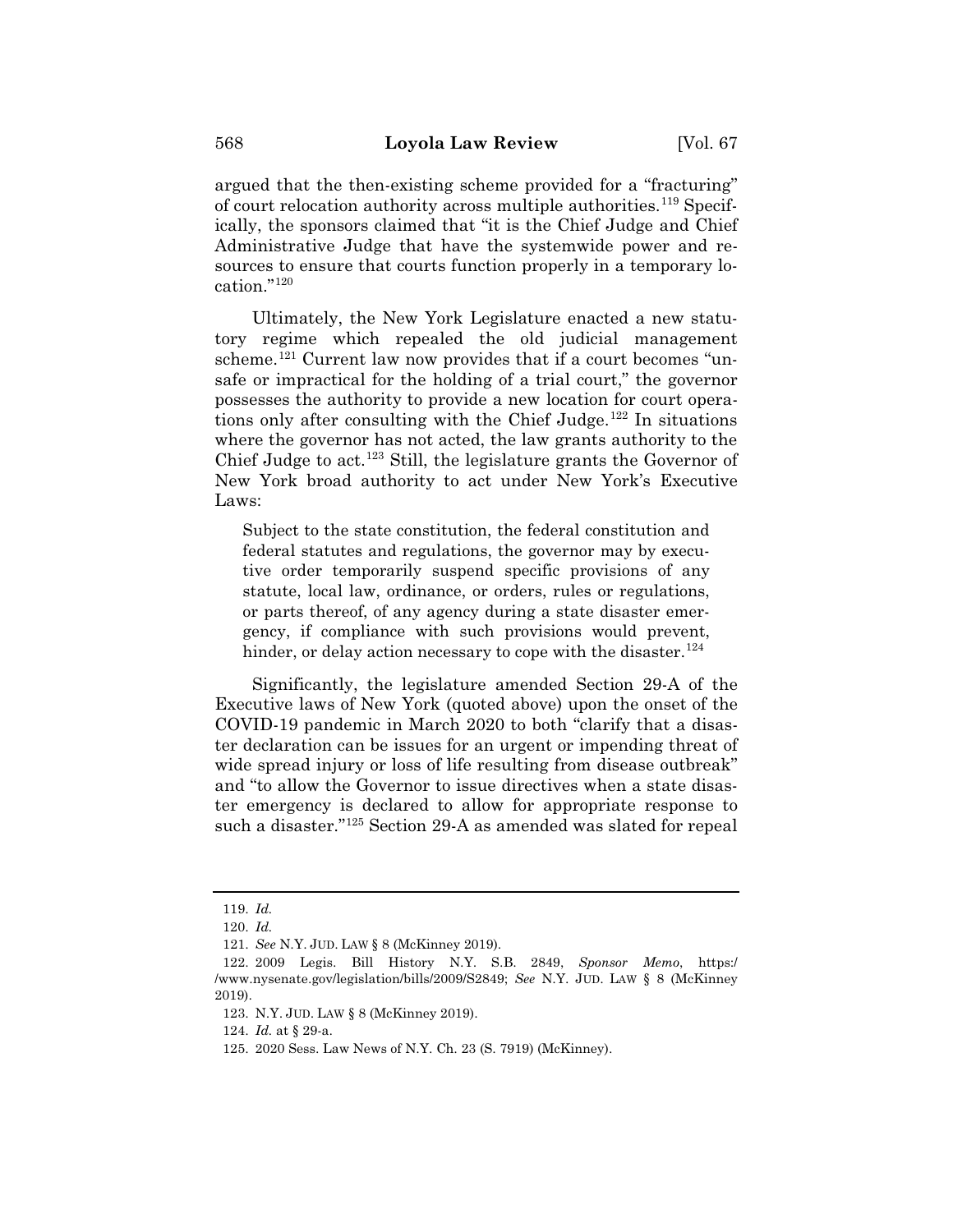argued that the then-existing scheme provided for a "fracturing" of court relocation authority across multiple authorities.[119] Specifically, the sponsors claimed that "it is the Chief Judge and Chief Administrative Judge that have the systemwide power and resources to ensure that courts function properly in a temporary location."[120]

Ultimately, the New York Legislature enacted a new statutory regime which repealed the old judicial management scheme.[121] Current law now provides that if a court becomes "unsafe or impractical for the holding of a trial court," the governor possesses the authority to provide a new location for court operations only after consulting with the Chief Judge.[122] In situations where the governor has not acted, the law grants authority to the Chief Judge to act.[123] Still, the legislature grants the Governor of New York broad authority to act under New York's Executive Laws:

> Subject to the state constitution, the federal constitution and federal statutes and regulations, the governor may by executive order temporarily suspend specific provisions of any statute, local law, ordinance, or orders, rules or regulations, or parts thereof, of any agency during a state disaster emergency, if compliance with such provisions would prevent, hinder, or delay action necessary to cope with the disaster.[124]

Significantly, the legislature amended Section 29-A of the Executive laws of New York (quoted above) upon the onset of the COVID-19 pandemic in March 2020 to both "clarify that a disaster declaration can be issues for an urgent or impending threat of wide spread injury or loss of life resulting from disease outbreak" and "to allow the Governor to issue directives when a state disaster emergency is declared to allow for appropriate response to such a disaster."[125] Section 29-A as amended was slated for repeal

---

119. *Id.*

120. *Id.*

121. *See* N.Y. JUD. LAW § 8 (McKinney 2019).

122. 2009 Legis. Bill History N.Y. S.B. 2849, *Sponsor Memo*, https://www.nysenate.gov/legislation/bills/2009/S2849; *See* N.Y. JUD. LAW § 8 (McKinney 2019).

123. N.Y. JUD. LAW § 8 (McKinney 2019).

124. *Id.* at § 29-a.

125. 2020 Sess. Law News of N.Y. Ch. 23 (S. 7919) (McKinney).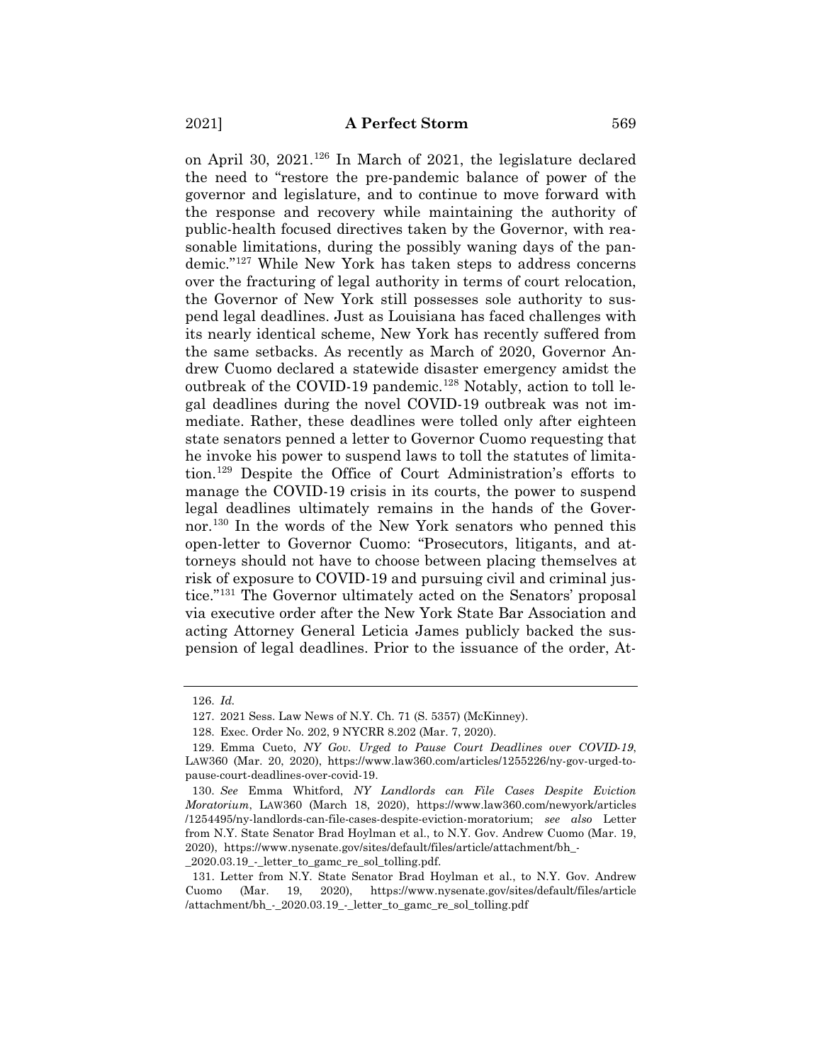on April 30, 2021.[126] In March of 2021, the legislature declared the need to "restore the pre-pandemic balance of power of the governor and legislature, and to continue to move forward with the response and recovery while maintaining the authority of public-health focused directives taken by the Governor, with reasonable limitations, during the possibly waning days of the pandemic."[127] While New York has taken steps to address concerns over the fracturing of legal authority in terms of court relocation, the Governor of New York still possesses sole authority to suspend legal deadlines. Just as Louisiana has faced challenges with its nearly identical scheme, New York has recently suffered from the same setbacks. As recently as March of 2020, Governor Andrew Cuomo declared a statewide disaster emergency amidst the outbreak of the COVID-19 pandemic.[128] Notably, action to toll legal deadlines during the novel COVID-19 outbreak was not immediate. Rather, these deadlines were tolled only after eighteen state senators penned a letter to Governor Cuomo requesting that he invoke his power to suspend laws to toll the statutes of limitation.[129] Despite the Office of Court Administration's efforts to manage the COVID-19 crisis in its courts, the power to suspend legal deadlines ultimately remains in the hands of the Governor.[130] In the words of the New York senators who penned this open-letter to Governor Cuomo: "Prosecutors, litigants, and attorneys should not have to choose between placing themselves at risk of exposure to COVID-19 and pursuing civil and criminal justice."[131] The Governor ultimately acted on the Senators' proposal via executive order after the New York State Bar Association and acting Attorney General Leticia James publicly backed the suspension of legal deadlines. Prior to the issuance of the order, At-

---

126. *Id.*

127. 2021 Sess. Law News of N.Y. Ch. 71 (S. 5357) (McKinney).

128. Exec. Order No. 202, 9 NYCRR 8.202 (Mar. 7, 2020).

129. Emma Cueto, *NY Gov. Urged to Pause Court Deadlines over COVID-19*, LAW360 (Mar. 20, 2020), https://www.law360.com/articles/1255226/ny-gov-urged-to-pause-court-deadlines-over-covid-19.

130. *See* Emma Whitford, *NY Landlords can File Cases Despite Eviction Moratorium*, LAW360 (March 18, 2020), https://www.law360.com/newyork/articles/1254495/ny-landlords-can-file-cases-despite-eviction-moratorium; *see also* Letter from N.Y. State Senator Brad Hoylman et al., to N.Y. Gov. Andrew Cuomo (Mar. 19, 2020), https://www.nysenate.gov/sites/default/files/article/attachment/bh_-_2020.03.19_-_letter_to_gamc_re_sol_tolling.pdf.

131. Letter from N.Y. State Senator Brad Hoylman et al., to N.Y. Gov. Andrew Cuomo (Mar. 19, 2020), https://www.nysenate.gov/sites/default/files/article/attachment/bh_-_2020.03.19_-_letter_to_gamc_re_sol_tolling.pdf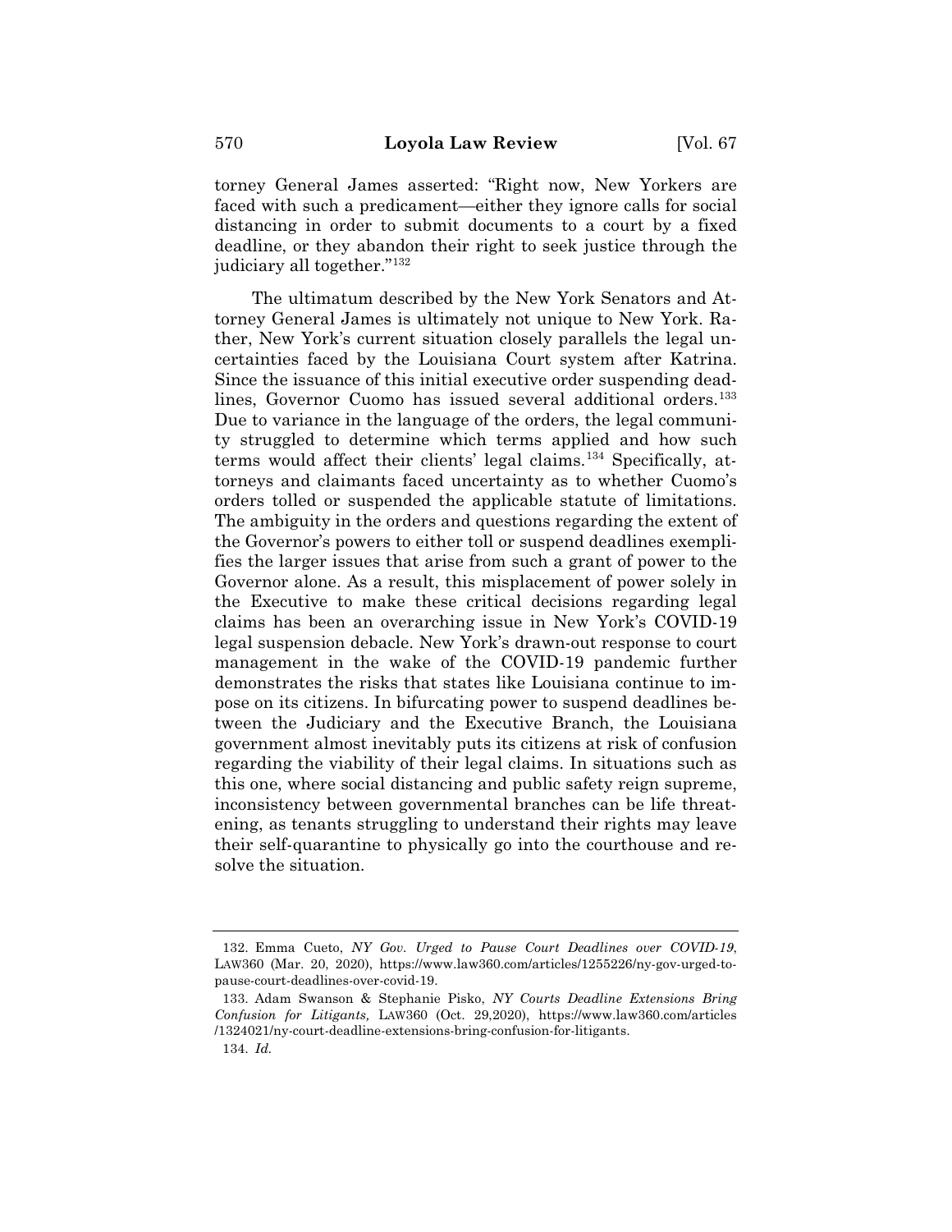torney General James asserted: "Right now, New Yorkers are faced with such a predicament—either they ignore calls for social distancing in order to submit documents to a court by a fixed deadline, or they abandon their right to seek justice through the judiciary all together."[132]

The ultimatum described by the New York Senators and Attorney General James is ultimately not unique to New York. Rather, New York's current situation closely parallels the legal uncertainties faced by the Louisiana Court system after Katrina. Since the issuance of this initial executive order suspending deadlines, Governor Cuomo has issued several additional orders.[133] Due to variance in the language of the orders, the legal community struggled to determine which terms applied and how such terms would affect their clients' legal claims.[134] Specifically, attorneys and claimants faced uncertainty as to whether Cuomo's orders tolled or suspended the applicable statute of limitations. The ambiguity in the orders and questions regarding the extent of the Governor's powers to either toll or suspend deadlines exemplifies the larger issues that arise from such a grant of power to the Governor alone. As a result, this misplacement of power solely in the Executive to make these critical decisions regarding legal claims has been an overarching issue in New York's COVID-19 legal suspension debacle. New York's drawn-out response to court management in the wake of the COVID-19 pandemic further demonstrates the risks that states like Louisiana continue to impose on its citizens. In bifurcating power to suspend deadlines between the Judiciary and the Executive Branch, the Louisiana government almost inevitably puts its citizens at risk of confusion regarding the viability of their legal claims. In situations such as this one, where social distancing and public safety reign supreme, inconsistency between governmental branches can be life threatening, as tenants struggling to understand their rights may leave their self-quarantine to physically go into the courthouse and resolve the situation.

---

132. Emma Cueto, *NY Gov. Urged to Pause Court Deadlines over COVID-19*, LAW360 (Mar. 20, 2020), https://www.law360.com/articles/1255226/ny-gov-urged-to-pause-court-deadlines-over-covid-19.

133. Adam Swanson & Stephanie Pisko, *NY Courts Deadline Extensions Bring Confusion for Litigants,* LAW360 (Oct. 29,2020), https://www.law360.com/articles/1324021/ny-court-deadline-extensions-bring-confusion-for-litigants.

134. *Id.*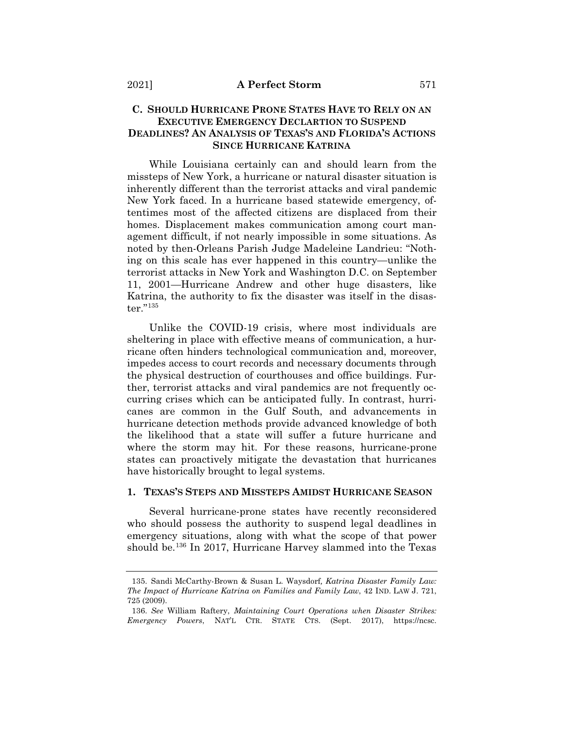### C. SHOULD HURRICANE PRONE STATES HAVE TO RELY ON AN EXECUTIVE EMERGENCY DECLARTION TO SUSPEND DEADLINES? AN ANALYSIS OF TEXAS'S AND FLORIDA'S ACTIONS SINCE HURRICANE KATRINA

While Louisiana certainly can and should learn from the missteps of New York, a hurricane or natural disaster situation is inherently different than the terrorist attacks and viral pandemic New York faced. In a hurricane based statewide emergency, oftentimes most of the affected citizens are displaced from their homes. Displacement makes communication among court management difficult, if not nearly impossible in some situations. As noted by then-Orleans Parish Judge Madeleine Landrieu: "Nothing on this scale has ever happened in this country—unlike the terrorist attacks in New York and Washington D.C. on September 11, 2001—Hurricane Andrew and other huge disasters, like Katrina, the authority to fix the disaster was itself in the disaster."[135]

Unlike the COVID-19 crisis, where most individuals are sheltering in place with effective means of communication, a hurricane often hinders technological communication and, moreover, impedes access to court records and necessary documents through the physical destruction of courthouses and office buildings. Further, terrorist attacks and viral pandemics are not frequently occurring crises which can be anticipated fully. In contrast, hurricanes are common in the Gulf South, and advancements in hurricane detection methods provide advanced knowledge of both the likelihood that a state will suffer a future hurricane and where the storm may hit. For these reasons, hurricane-prone states can proactively mitigate the devastation that hurricanes have historically brought to legal systems.

#### 1. TEXAS'S STEPS AND MISSTEPS AMIDST HURRICANE SEASON

Several hurricane-prone states have recently reconsidered who should possess the authority to suspend legal deadlines in emergency situations, along with what the scope of that power should be.[136] In 2017, Hurricane Harvey slammed into the Texas

---

135. Sandi McCarthy-Brown & Susan L. Waysdorf, *Katrina Disaster Family Law: The Impact of Hurricane Katrina on Families and Family Law*, 42 IND. LAW J. 721, 725 (2009).

136. *See* William Raftery, *Maintaining Court Operations when Disaster Strikes: Emergency Powers*, NAT'L CTR. STATE CTS. (Sept. 2017), https://ncsc.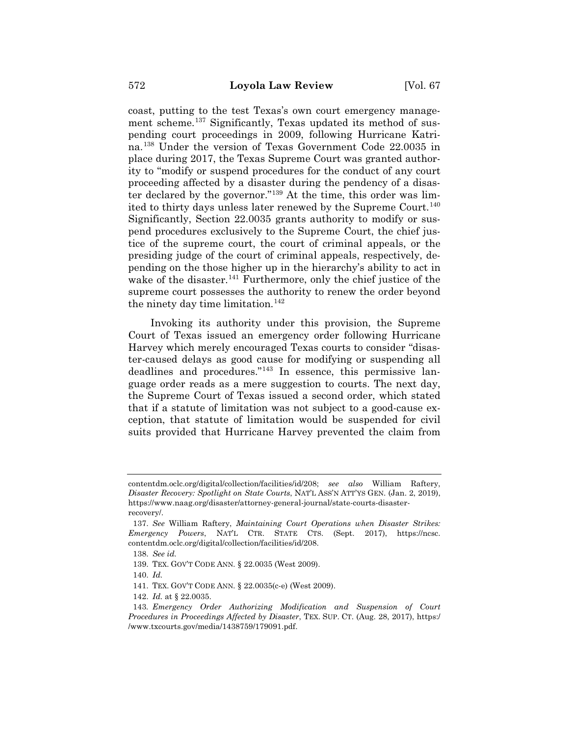coast, putting to the test Texas's own court emergency management scheme.[137] Significantly, Texas updated its method of suspending court proceedings in 2009, following Hurricane Katrina.[138] Under the version of Texas Government Code 22.0035 in place during 2017, the Texas Supreme Court was granted authority to "modify or suspend procedures for the conduct of any court proceeding affected by a disaster during the pendency of a disaster declared by the governor."[139] At the time, this order was limited to thirty days unless later renewed by the Supreme Court.[140] Significantly, Section 22.0035 grants authority to modify or suspend procedures exclusively to the Supreme Court, the chief justice of the supreme court, the court of criminal appeals, or the presiding judge of the court of criminal appeals, respectively, depending on the those higher up in the hierarchy's ability to act in wake of the disaster.[141] Furthermore, only the chief justice of the supreme court possesses the authority to renew the order beyond the ninety day time limitation.[142]

Invoking its authority under this provision, the Supreme Court of Texas issued an emergency order following Hurricane Harvey which merely encouraged Texas courts to consider "disaster-caused delays as good cause for modifying or suspending all deadlines and procedures."[143] In essence, this permissive language order reads as a mere suggestion to courts. The next day, the Supreme Court of Texas issued a second order, which stated that if a statute of limitation was not subject to a good-cause exception, that statute of limitation would be suspended for civil suits provided that Hurricane Harvey prevented the claim from

---

contentdm.oclc.org/digital/collection/facilities/id/208; *see also* William Raftery, *Disaster Recovery: Spotlight on State Courts*, NAT'L ASS'N ATT'YS GEN. (Jan. 2, 2019), https://www.naag.org/disaster/attorney-general-journal/state-courts-disaster-recovery/.

137. *See* William Raftery, *Maintaining Court Operations when Disaster Strikes: Emergency Powers*, NAT'L CTR. STATE CTS. (Sept. 2017), https://ncsc.contentdm.oclc.org/digital/collection/facilities/id/208.

138. *See id.*

139. TEX. GOV'T CODE ANN. § 22.0035 (West 2009).

140. *Id.*

141. TEX. GOV'T CODE ANN. § 22.0035(c-e) (West 2009).

142. *Id.* at § 22.0035.

143. *Emergency Order Authorizing Modification and Suspension of Court Procedures in Proceedings Affected by Disaster*, TEX. SUP. CT. (Aug. 28, 2017), https://www.txcourts.gov/media/1438759/179091.pdf.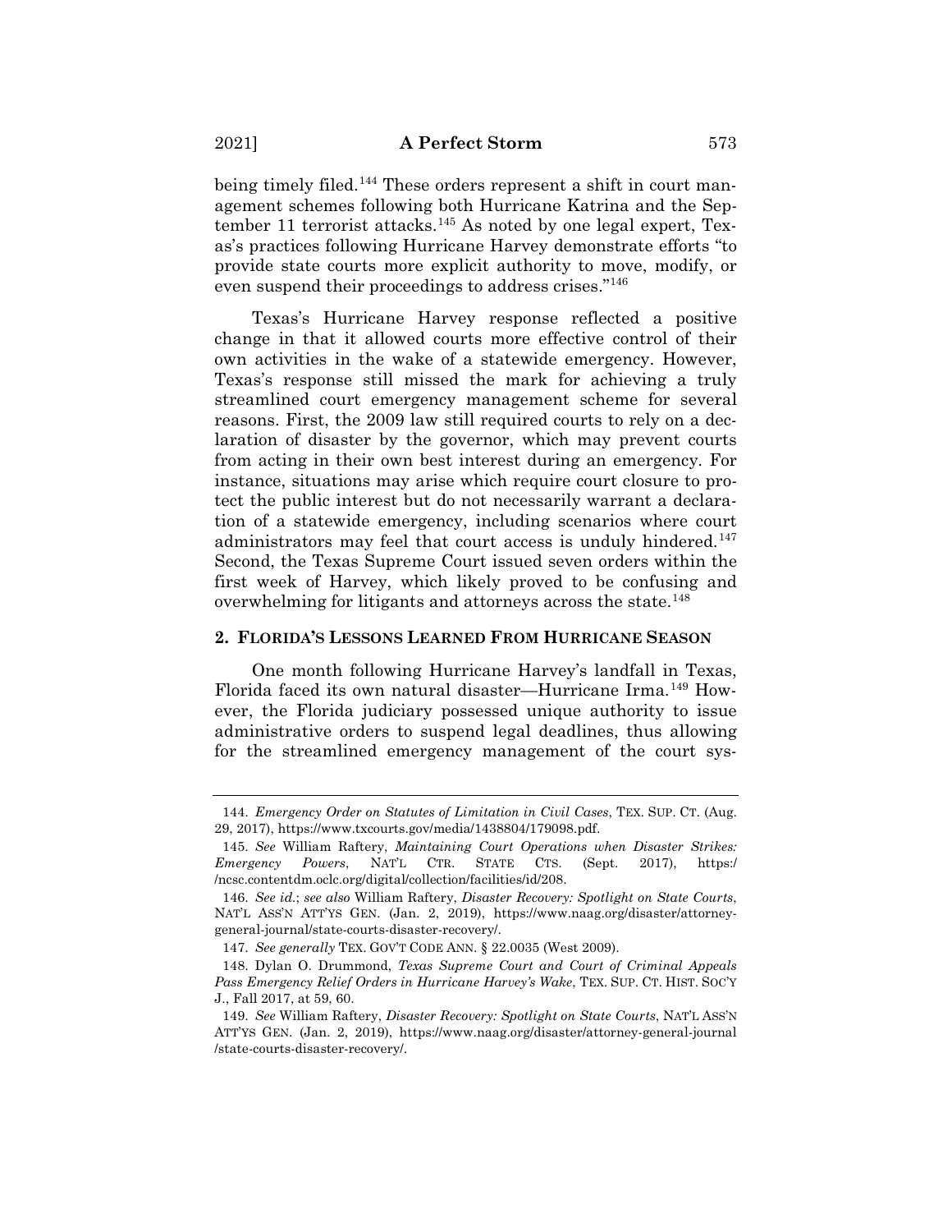being timely filed.[144] These orders represent a shift in court management schemes following both Hurricane Katrina and the September 11 terrorist attacks.[145] As noted by one legal expert, Texas's practices following Hurricane Harvey demonstrate efforts "to provide state courts more explicit authority to move, modify, or even suspend their proceedings to address crises."[146]

Texas's Hurricane Harvey response reflected a positive change in that it allowed courts more effective control of their own activities in the wake of a statewide emergency. However, Texas's response still missed the mark for achieving a truly streamlined court emergency management scheme for several reasons. First, the 2009 law still required courts to rely on a declaration of disaster by the governor, which may prevent courts from acting in their own best interest during an emergency. For instance, situations may arise which require court closure to protect the public interest but do not necessarily warrant a declaration of a statewide emergency, including scenarios where court administrators may feel that court access is unduly hindered.[147] Second, the Texas Supreme Court issued seven orders within the first week of Harvey, which likely proved to be confusing and overwhelming for litigants and attorneys across the state.[148]

### 2. FLORIDA'S LESSONS LEARNED FROM HURRICANE SEASON

One month following Hurricane Harvey's landfall in Texas, Florida faced its own natural disaster—Hurricane Irma.[149] However, the Florida judiciary possessed unique authority to issue administrative orders to suspend legal deadlines, thus allowing for the streamlined emergency management of the court sys-

---

144. *Emergency Order on Statutes of Limitation in Civil Cases*, TEX. SUP. CT. (Aug. 29, 2017), https://www.txcourts.gov/media/1438804/179098.pdf.

145. *See* William Raftery, *Maintaining Court Operations when Disaster Strikes: Emergency Powers*, NAT'L CTR. STATE CTS. (Sept. 2017), https:/ /ncsc.contentdm.oclc.org/digital/collection/facilities/id/208.

146. *See id.*; *see also* William Raftery, *Disaster Recovery: Spotlight on State Courts*, NAT'L ASS'N ATT'YS GEN. (Jan. 2, 2019), https://www.naag.org/disaster/attorney-general-journal/state-courts-disaster-recovery/.

147. *See generally* TEX. GOV'T CODE ANN. § 22.0035 (West 2009).

148. Dylan O. Drummond, *Texas Supreme Court and Court of Criminal Appeals Pass Emergency Relief Orders in Hurricane Harvey's Wake*, TEX. SUP. CT. HIST. SOC'Y J., Fall 2017, at 59, 60.

149. *See* William Raftery, *Disaster Recovery: Spotlight on State Courts*, NAT'L ASS'N ATT'YS GEN. (Jan. 2, 2019), https://www.naag.org/disaster/attorney-general-journal /state-courts-disaster-recovery/.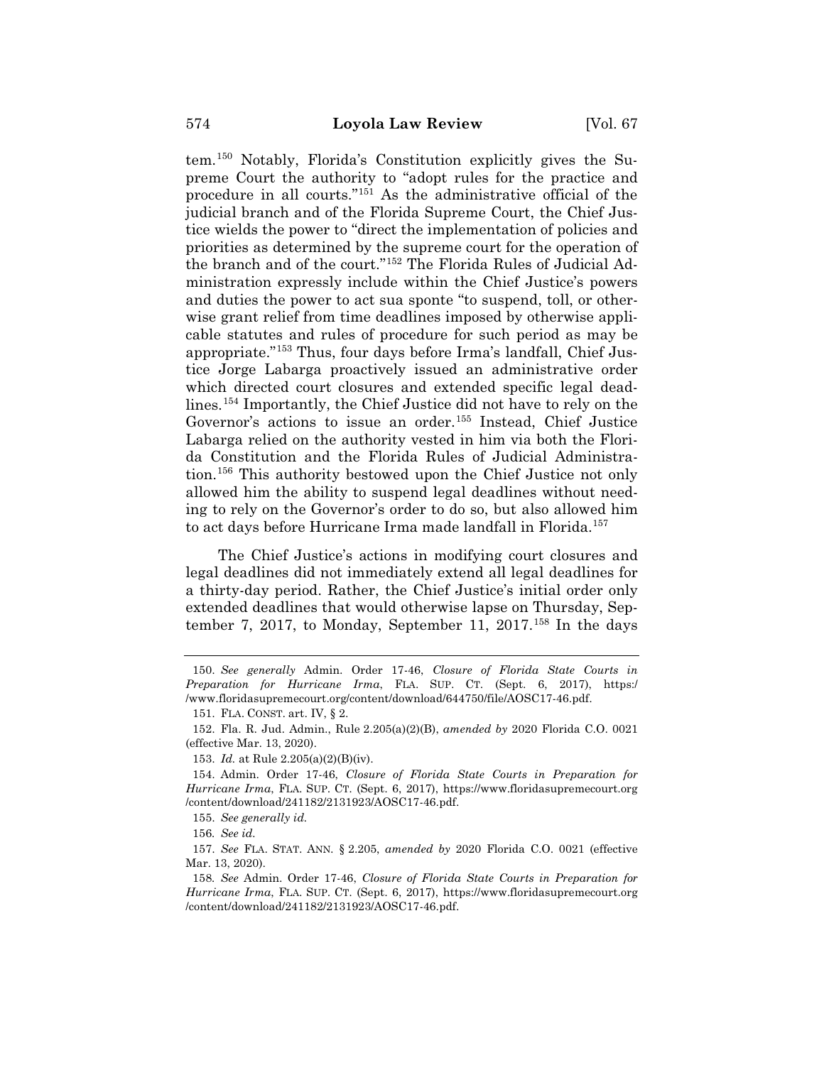tem.[150] Notably, Florida's Constitution explicitly gives the Supreme Court the authority to "adopt rules for the practice and procedure in all courts."[151] As the administrative official of the judicial branch and of the Florida Supreme Court, the Chief Justice wields the power to "direct the implementation of policies and priorities as determined by the supreme court for the operation of the branch and of the court."[152] The Florida Rules of Judicial Administration expressly include within the Chief Justice's powers and duties the power to act sua sponte "to suspend, toll, or otherwise grant relief from time deadlines imposed by otherwise applicable statutes and rules of procedure for such period as may be appropriate."[153] Thus, four days before Irma's landfall, Chief Justice Jorge Labarga proactively issued an administrative order which directed court closures and extended specific legal deadlines.[154] Importantly, the Chief Justice did not have to rely on the Governor's actions to issue an order.[155] Instead, Chief Justice Labarga relied on the authority vested in him via both the Florida Constitution and the Florida Rules of Judicial Administration.[156] This authority bestowed upon the Chief Justice not only allowed him the ability to suspend legal deadlines without needing to rely on the Governor's order to do so, but also allowed him to act days before Hurricane Irma made landfall in Florida.[157]

The Chief Justice's actions in modifying court closures and legal deadlines did not immediately extend all legal deadlines for a thirty-day period. Rather, the Chief Justice's initial order only extended deadlines that would otherwise lapse on Thursday, September 7, 2017, to Monday, September 11, 2017.[158] In the days

---

150. *See generally* Admin. Order 17-46, *Closure of Florida State Courts in Preparation for Hurricane Irma*, FLA. SUP. CT. (Sept. 6, 2017), https://www.floridasupremecourt.org/content/download/644750/file/AOSC17-46.pdf.

151. FLA. CONST. art. IV, § 2.

152. Fla. R. Jud. Admin., Rule 2.205(a)(2)(B), *amended by* 2020 Florida C.O. 0021 (effective Mar. 13, 2020).

153. *Id.* at Rule 2.205(a)(2)(B)(iv).

154. Admin. Order 17-46, *Closure of Florida State Courts in Preparation for Hurricane Irma*, FLA. SUP. CT. (Sept. 6, 2017), https://www.floridasupremecourt.org/content/download/241182/2131923/AOSC17-46.pdf.

155. *See generally id.*

156. *See id.*

157. *See* FLA. STAT. ANN. § 2.205, *amended by* 2020 Florida C.O. 0021 (effective Mar. 13, 2020).

158. *See* Admin. Order 17-46, *Closure of Florida State Courts in Preparation for Hurricane Irma*, FLA. SUP. CT. (Sept. 6, 2017), https://www.floridasupremecourt.org/content/download/241182/2131923/AOSC17-46.pdf.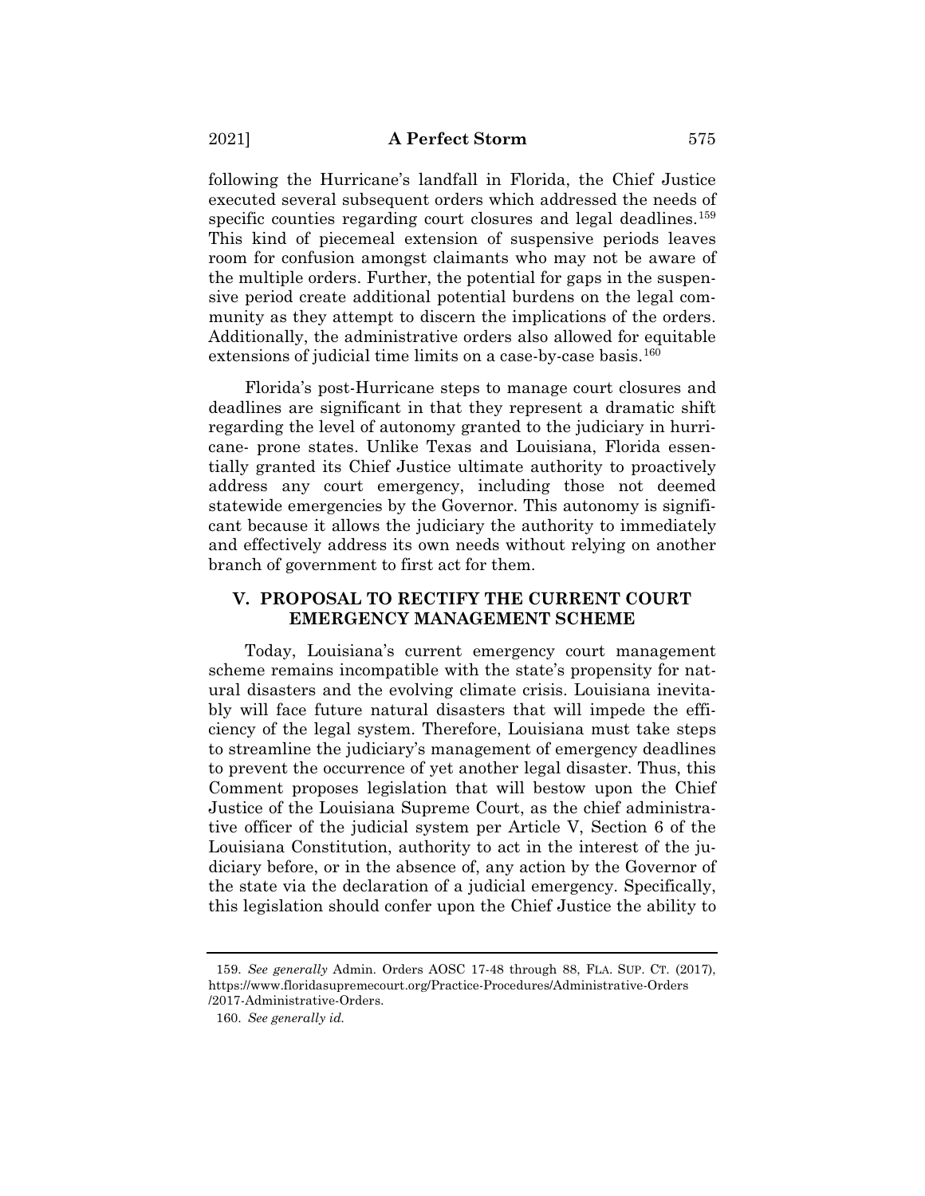following the Hurricane's landfall in Florida, the Chief Justice executed several subsequent orders which addressed the needs of specific counties regarding court closures and legal deadlines.[159] This kind of piecemeal extension of suspensive periods leaves room for confusion amongst claimants who may not be aware of the multiple orders. Further, the potential for gaps in the suspensive period create additional potential burdens on the legal community as they attempt to discern the implications of the orders. Additionally, the administrative orders also allowed for equitable extensions of judicial time limits on a case-by-case basis.[160]

Florida's post-Hurricane steps to manage court closures and deadlines are significant in that they represent a dramatic shift regarding the level of autonomy granted to the judiciary in hurricane- prone states. Unlike Texas and Louisiana, Florida essentially granted its Chief Justice ultimate authority to proactively address any court emergency, including those not deemed statewide emergencies by the Governor. This autonomy is significant because it allows the judiciary the authority to immediately and effectively address its own needs without relying on another branch of government to first act for them.

## V. PROPOSAL TO RECTIFY THE CURRENT COURT EMERGENCY MANAGEMENT SCHEME

Today, Louisiana's current emergency court management scheme remains incompatible with the state's propensity for natural disasters and the evolving climate crisis. Louisiana inevitably will face future natural disasters that will impede the efficiency of the legal system. Therefore, Louisiana must take steps to streamline the judiciary's management of emergency deadlines to prevent the occurrence of yet another legal disaster. Thus, this Comment proposes legislation that will bestow upon the Chief Justice of the Louisiana Supreme Court, as the chief administrative officer of the judicial system per Article V, Section 6 of the Louisiana Constitution, authority to act in the interest of the judiciary before, or in the absence of, any action by the Governor of the state via the declaration of a judicial emergency. Specifically, this legislation should confer upon the Chief Justice the ability to

---

159. *See generally* Admin. Orders AOSC 17-48 through 88, FLA. SUP. CT. (2017), https://www.floridasupremecourt.org/Practice-Procedures/Administrative-Orders/2017-Administrative-Orders.

160. *See generally id.*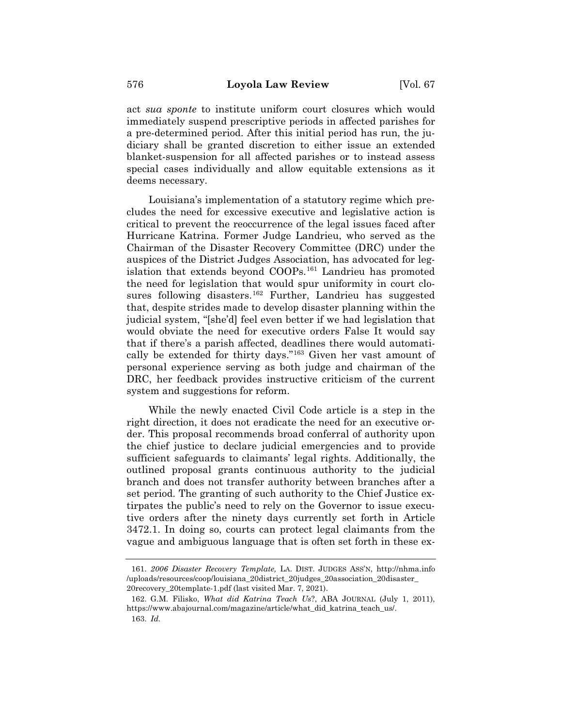act *sua sponte* to institute uniform court closures which would immediately suspend prescriptive periods in affected parishes for a pre-determined period. After this initial period has run, the judiciary shall be granted discretion to either issue an extended blanket-suspension for all affected parishes or to instead assess special cases individually and allow equitable extensions as it deems necessary.

Louisiana's implementation of a statutory regime which precludes the need for excessive executive and legislative action is critical to prevent the reoccurrence of the legal issues faced after Hurricane Katrina. Former Judge Landrieu, who served as the Chairman of the Disaster Recovery Committee (DRC) under the auspices of the District Judges Association, has advocated for legislation that extends beyond COOPs.[161] Landrieu has promoted the need for legislation that would spur uniformity in court closures following disasters.[162] Further, Landrieu has suggested that, despite strides made to develop disaster planning within the judicial system, "[she'd] feel even better if we had legislation that would obviate the need for executive orders False It would say that if there's a parish affected, deadlines there would automatically be extended for thirty days."[163] Given her vast amount of personal experience serving as both judge and chairman of the DRC, her feedback provides instructive criticism of the current system and suggestions for reform.

While the newly enacted Civil Code article is a step in the right direction, it does not eradicate the need for an executive order. This proposal recommends broad conferral of authority upon the chief justice to declare judicial emergencies and to provide sufficient safeguards to claimants' legal rights. Additionally, the outlined proposal grants continuous authority to the judicial branch and does not transfer authority between branches after a set period. The granting of such authority to the Chief Justice extirpates the public's need to rely on the Governor to issue executive orders after the ninety days currently set forth in Article 3472.1. In doing so, courts can protect legal claimants from the vague and ambiguous language that is often set forth in these ex-

---

161. *2006 Disaster Recovery Template,* LA. DIST. JUDGES ASS'N, http://nhma.info/uploads/resources/coop/louisiana_20district_20judges_20association_20disaster_20recovery_20template-1.pdf (last visited Mar. 7, 2021).

162. G.M. Filisko, *What did Katrina Teach Us*?, ABA JOURNAL (July 1, 2011), https://www.abajournal.com/magazine/article/what_did_katrina_teach_us/.

163. *Id.*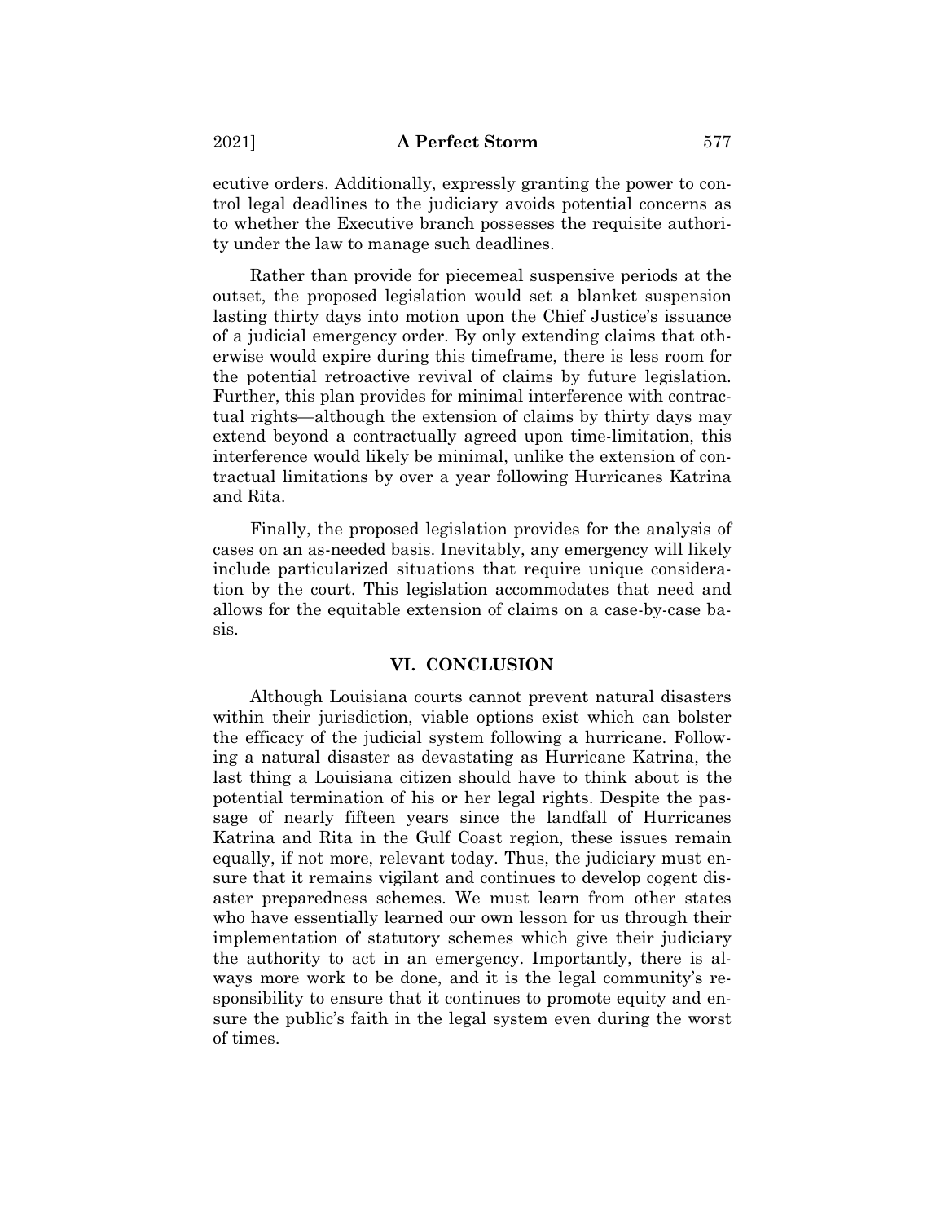ecutive orders. Additionally, expressly granting the power to control legal deadlines to the judiciary avoids potential concerns as to whether the Executive branch possesses the requisite authority under the law to manage such deadlines.

Rather than provide for piecemeal suspensive periods at the outset, the proposed legislation would set a blanket suspension lasting thirty days into motion upon the Chief Justice's issuance of a judicial emergency order. By only extending claims that otherwise would expire during this timeframe, there is less room for the potential retroactive revival of claims by future legislation. Further, this plan provides for minimal interference with contractual rights—although the extension of claims by thirty days may extend beyond a contractually agreed upon time-limitation, this interference would likely be minimal, unlike the extension of contractual limitations by over a year following Hurricanes Katrina and Rita.

Finally, the proposed legislation provides for the analysis of cases on an as-needed basis. Inevitably, any emergency will likely include particularized situations that require unique consideration by the court. This legislation accommodates that need and allows for the equitable extension of claims on a case-by-case basis.

## VI. CONCLUSION

Although Louisiana courts cannot prevent natural disasters within their jurisdiction, viable options exist which can bolster the efficacy of the judicial system following a hurricane. Following a natural disaster as devastating as Hurricane Katrina, the last thing a Louisiana citizen should have to think about is the potential termination of his or her legal rights. Despite the passage of nearly fifteen years since the landfall of Hurricanes Katrina and Rita in the Gulf Coast region, these issues remain equally, if not more, relevant today. Thus, the judiciary must ensure that it remains vigilant and continues to develop cogent disaster preparedness schemes. We must learn from other states who have essentially learned our own lesson for us through their implementation of statutory schemes which give their judiciary the authority to act in an emergency. Importantly, there is always more work to be done, and it is the legal community's responsibility to ensure that it continues to promote equity and ensure the public's faith in the legal system even during the worst of times.